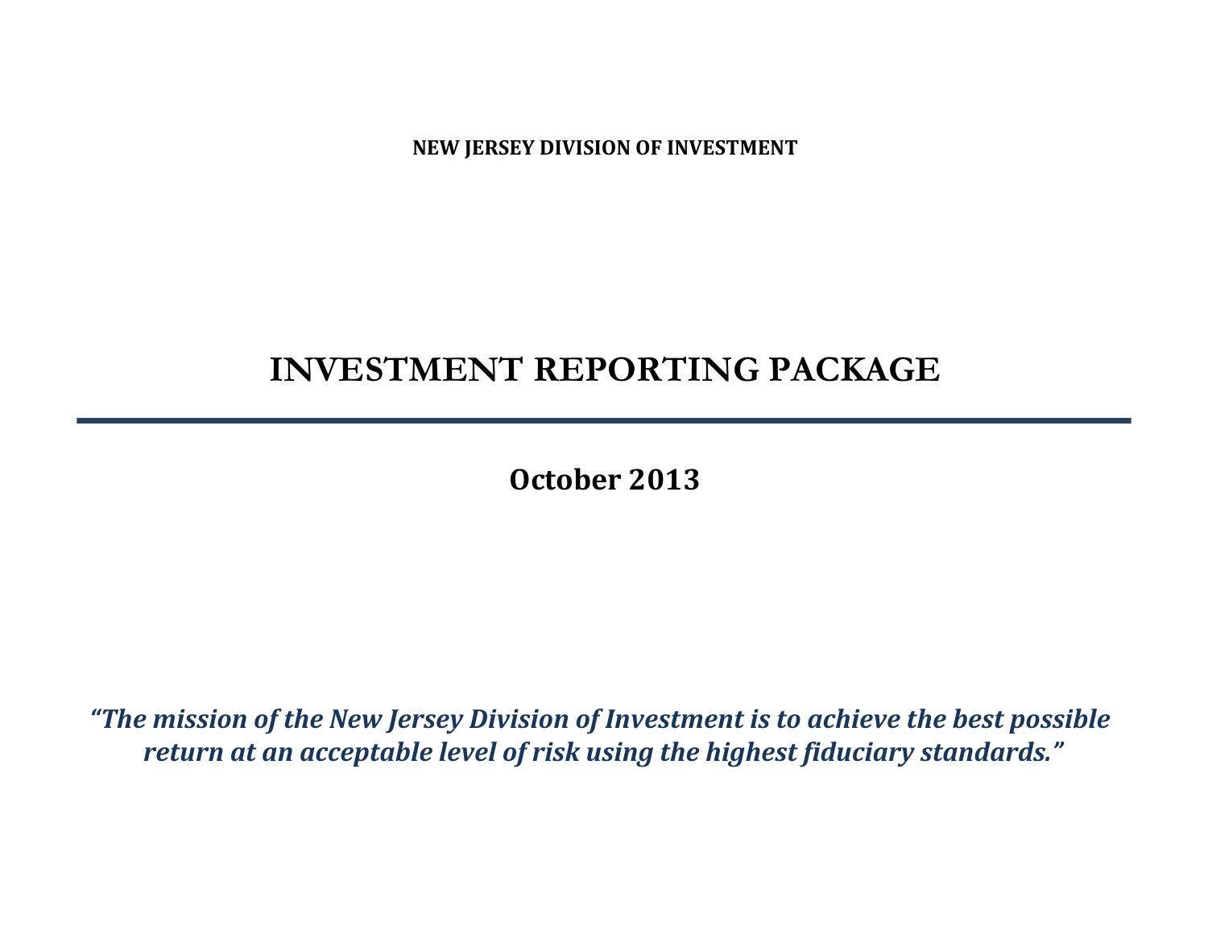**NEW JERSEY DIVISION OF INVESTMENT**

# INVESTMENT REPORTING PACKAGE

---

## October 2013

***"The mission of the New Jersey Division of Investment is to achieve the best possible return at an acceptable level of risk using the highest fiduciary standards."***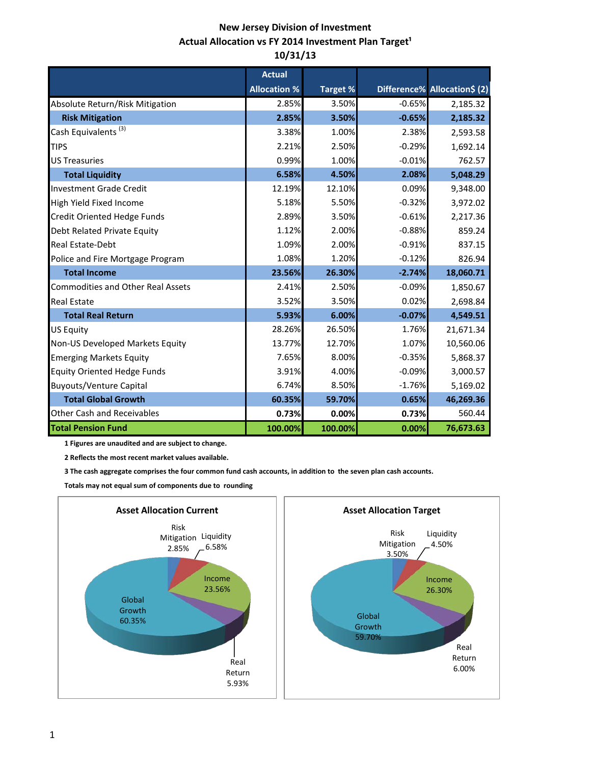# New Jersey Division of Investment
## Actual Allocation vs FY 2014 Investment Plan Target[1]
## 10/31/13

| | Actual Allocation % | Target % | Difference% | Allocation$ (2) |
|---|---|---|---|---|
| Absolute Return/Risk Mitigation | 2.85% | 3.50% | -0.65% | 2,185.32 |
| **Risk Mitigation** | **2.85%** | **3.50%** | **-0.65%** | **2,185.32** |
| Cash Equivalents [3] | 3.38% | 1.00% | 2.38% | 2,593.58 |
| TIPS | 2.21% | 2.50% | -0.29% | 1,692.14 |
| US Treasuries | 0.99% | 1.00% | -0.01% | 762.57 |
| **Total Liquidity** | **6.58%** | **4.50%** | **2.08%** | **5,048.29** |
| Investment Grade Credit | 12.19% | 12.10% | 0.09% | 9,348.00 |
| High Yield Fixed Income | 5.18% | 5.50% | -0.32% | 3,972.02 |
| Credit Oriented Hedge Funds | 2.89% | 3.50% | -0.61% | 2,217.36 |
| Debt Related Private Equity | 1.12% | 2.00% | -0.88% | 859.24 |
| Real Estate-Debt | 1.09% | 2.00% | -0.91% | 837.15 |
| Police and Fire Mortgage Program | 1.08% | 1.20% | -0.12% | 826.94 |
| **Total Income** | **23.56%** | **26.30%** | **-2.74%** | **18,060.71** |
| Commodities and Other Real Assets | 2.41% | 2.50% | -0.09% | 1,850.67 |
| Real Estate | 3.52% | 3.50% | 0.02% | 2,698.84 |
| **Total Real Return** | **5.93%** | **6.00%** | **-0.07%** | **4,549.51** |
| US Equity | 28.26% | 26.50% | 1.76% | 21,671.34 |
| Non-US Developed Markets Equity | 13.77% | 12.70% | 1.07% | 10,560.06 |
| Emerging Markets Equity | 7.65% | 8.00% | -0.35% | 5,868.37 |
| Equity Oriented Hedge Funds | 3.91% | 4.00% | -0.09% | 3,000.57 |
| Buyouts/Venture Capital | 6.74% | 8.50% | -1.76% | 5,169.02 |
| **Total Global Growth** | **60.35%** | **59.70%** | **0.65%** | **46,269.36** |
| Other Cash and Receivables | 0.73% | 0.00% | 0.73% | 560.44 |
| **Total Pension Fund** | **100.00%** | **100.00%** | **0.00%** | **76,673.63** |

**1 Figures are unaudited and are subject to change.**

**2 Reflects the most recent market values available.**

**3 The cash aggregate comprises the four common fund cash accounts, in addition to the seven plan cash accounts.**

**Totals may not equal sum of components due to rounding**

**Asset Allocation Current**

Risk Mitigation 2.85%, Liquidity 6.58%, Income 23.56%, Real Return 5.93%, Global Growth 60.35%

**Asset Allocation Target**

Risk Mitigation 3.50%, Liquidity 4.50%, Income 26.30%, Real Return 6.00%, Global Growth 59.70%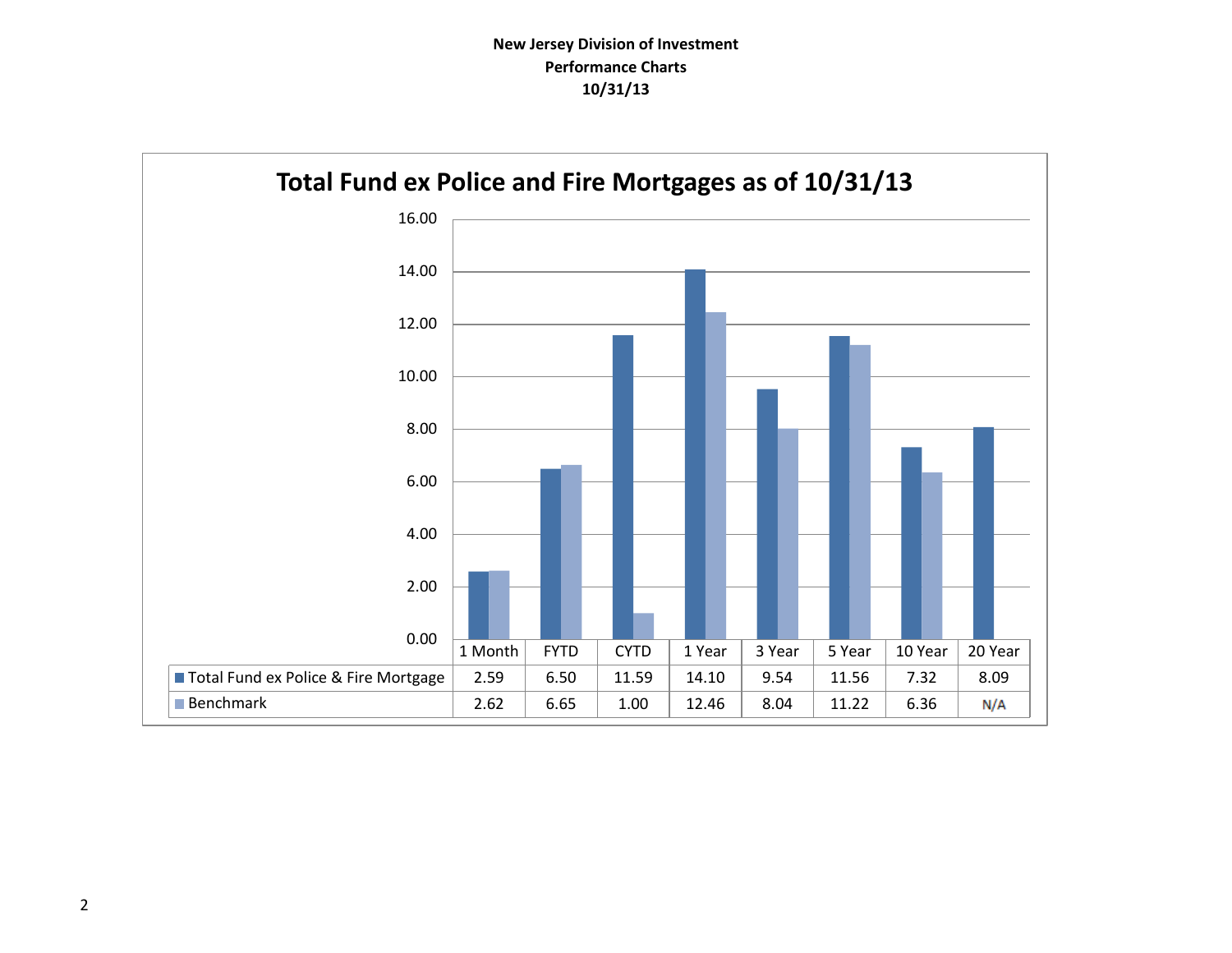**New Jersey Division of Investment**
**Performance Charts**
**10/31/13**

## Total Fund ex Police and Fire Mortgages as of 10/31/13

| | 1 Month | FYTD | CYTD | 1 Year | 3 Year | 5 Year | 10 Year | 20 Year |
|---|---|---|---|---|---|---|---|---|
| Total Fund ex Police & Fire Mortgage | 2.59 | 6.50 | 11.59 | 14.10 | 9.54 | 11.56 | 7.32 | 8.09 |
| Benchmark | 2.62 | 6.65 | 1.00 | 12.46 | 8.04 | 11.22 | 6.36 | N/A |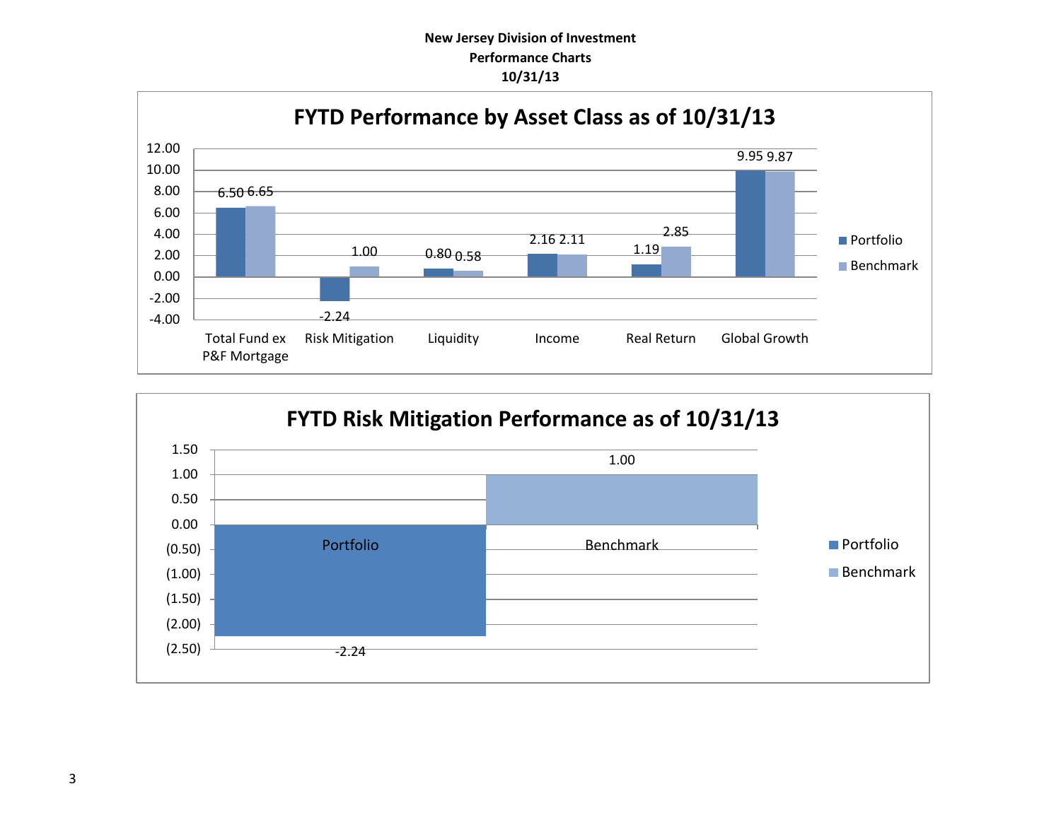**New Jersey Division of Investment**
**Performance Charts**
**10/31/13**

## FYTD Performance by Asset Class as of 10/31/13

| Asset Class | Portfolio | Benchmark |
|---|---|---|
| Total Fund ex P&F Mortgage | 6.50 | 6.65 |
| Risk Mitigation | -2.24 | 1.00 |
| Liquidity | 0.80 | 0.58 |
| Income | 2.16 | 2.11 |
| Real Return | 1.19 | 2.85 |
| Global Growth | 9.95 | 9.87 |

## FYTD Risk Mitigation Performance as of 10/31/13

| | Value |
|---|---|
| Portfolio | -2.24 |
| Benchmark | 1.00 |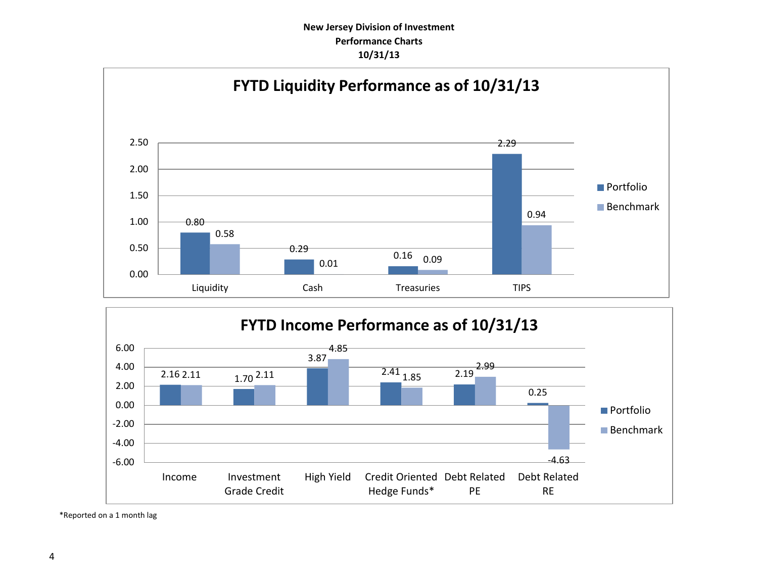**New Jersey Division of Investment**
**Performance Charts**
**10/31/13**

## FYTD Liquidity Performance as of 10/31/13

| | Portfolio | Benchmark |
|---|---|---|
| Liquidity | 0.80 | 0.58 |
| Cash | 0.29 | 0.01 |
| Treasuries | 0.16 | 0.09 |
| TIPS | 2.29 | 0.94 |

## FYTD Income Performance as of 10/31/13

| | Portfolio | Benchmark |
|---|---|---|
| Income | 2.16 | 2.11 |
| Investment Grade Credit | 1.70 | 2.11 |
| High Yield | 3.87 | 4.85 |
| Credit Oriented Hedge Funds* | 2.41 | 1.85 |
| Debt Related PE | 2.19 | 2.99 |
| Debt Related RE | 0.25 | -4.63 |

*Reported on a 1 month lag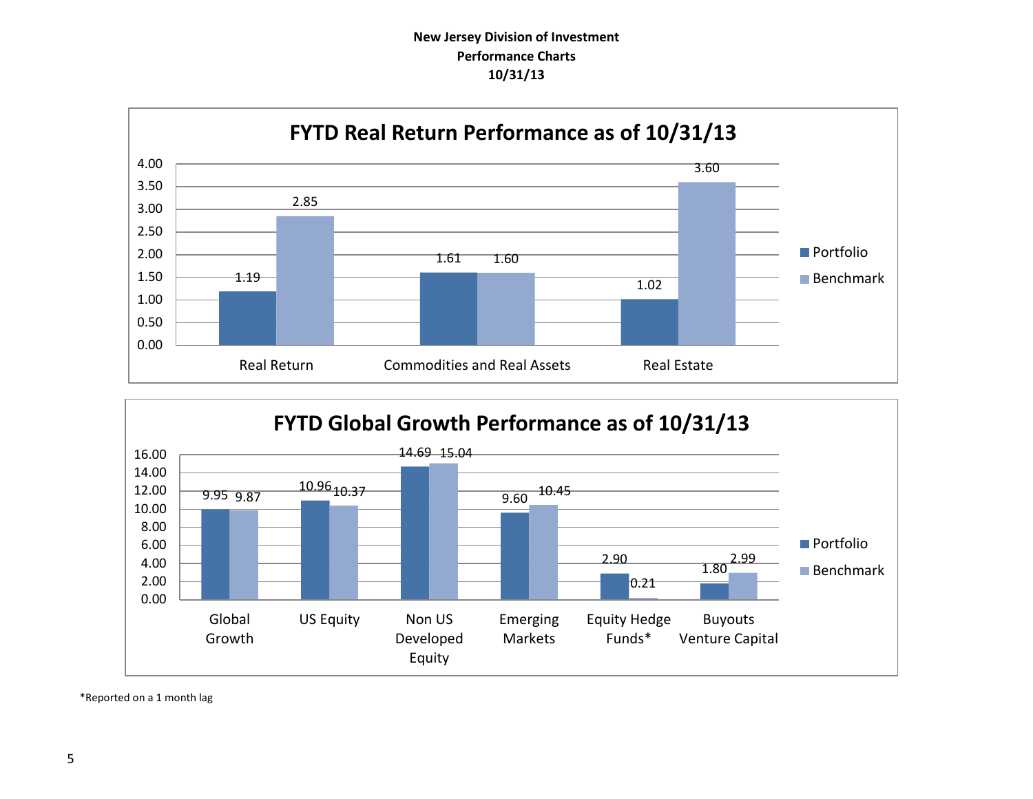**New Jersey Division of Investment**
**Performance Charts**
**10/31/13**

## FYTD Real Return Performance as of 10/31/13

| | Portfolio | Benchmark |
|---|---|---|
| Real Return | 1.19 | 2.85 |
| Commodities and Real Assets | 1.61 | 1.60 |
| Real Estate | 1.02 | 3.60 |

## FYTD Global Growth Performance as of 10/31/13

| | Portfolio | Benchmark |
|---|---|---|
| Global Growth | 9.95 | 9.87 |
| US Equity | 10.96 | 10.37 |
| Non US Developed Equity | 14.69 | 15.04 |
| Emerging Markets | 9.60 | 10.45 |
| Equity Hedge Funds* | 2.90 | 0.21 |
| Buyouts Venture Capital | 1.80 | 2.99 |

*Reported on a 1 month lag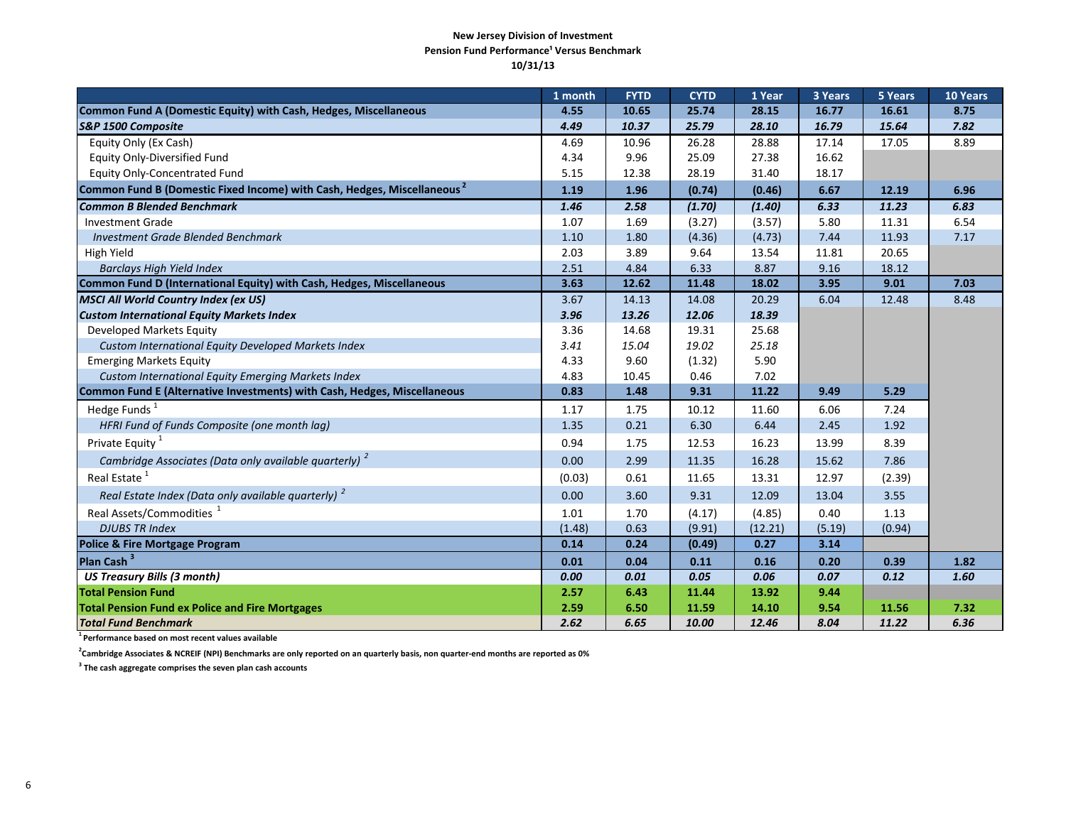**New Jersey Division of Investment**
**Pension Fund Performance[1] Versus Benchmark**
**10/31/13**

| | 1 month | FYTD | CYTD | 1 Year | 3 Years | 5 Years | 10 Years |
|---|---|---|---|---|---|---|---|
| **Common Fund A (Domestic Equity) with Cash, Hedges, Miscellaneous** | **4.55** | **10.65** | **25.74** | **28.15** | **16.77** | **16.61** | **8.75** |
| ***S&P 1500 Composite*** | ***4.49*** | ***10.37*** | ***25.79*** | ***28.10*** | ***16.79*** | ***15.64*** | ***7.82*** |
| Equity Only (Ex Cash) | 4.69 | 10.96 | 26.28 | 28.88 | 17.14 | 17.05 | 8.89 |
| Equity Only-Diversified Fund | 4.34 | 9.96 | 25.09 | 27.38 | 16.62 | | |
| Equity Only-Concentrated Fund | 5.15 | 12.38 | 28.19 | 31.40 | 18.17 | | |
| **Common Fund B (Domestic Fixed Income) with Cash, Hedges, Miscellaneous [2]** | **1.19** | **1.96** | **(0.74)** | **(0.46)** | **6.67** | **12.19** | **6.96** |
| ***Common B Blended Benchmark*** | ***1.46*** | ***2.58*** | ***(1.70)*** | ***(1.40)*** | ***6.33*** | ***11.23*** | ***6.83*** |
| Investment Grade | 1.07 | 1.69 | (3.27) | (3.57) | 5.80 | 11.31 | 6.54 |
| *Investment Grade Blended Benchmark* | 1.10 | 1.80 | (4.36) | (4.73) | 7.44 | 11.93 | 7.17 |
| High Yield | 2.03 | 3.89 | 9.64 | 13.54 | 11.81 | 20.65 | |
| *Barclays High Yield Index* | 2.51 | 4.84 | 6.33 | 8.87 | 9.16 | 18.12 | |
| **Common Fund D (International Equity) with Cash, Hedges, Miscellaneous** | **3.63** | **12.62** | **11.48** | **18.02** | **3.95** | **9.01** | **7.03** |
| ***MSCI All World Country Index (ex US)*** | 3.67 | 14.13 | 14.08 | 20.29 | 6.04 | 12.48 | 8.48 |
| ***Custom International Equity Markets Index*** | ***3.96*** | ***13.26*** | ***12.06*** | ***18.39*** | | | |
| Developed Markets Equity | 3.36 | 14.68 | 19.31 | 25.68 | | | |
| *Custom International Equity Developed Markets Index* | *3.41* | *15.04* | *19.02* | *25.18* | | | |
| Emerging Markets Equity | 4.33 | 9.60 | (1.32) | 5.90 | | | |
| *Custom International Equity Emerging Markets Index* | 4.83 | 10.45 | 0.46 | 7.02 | | | |
| **Common Fund E (Alternative Investments) with Cash, Hedges, Miscellaneous** | **0.83** | **1.48** | **9.31** | **11.22** | **9.49** | **5.29** | |
| Hedge Funds [1] | 1.17 | 1.75 | 10.12 | 11.60 | 6.06 | 7.24 | |
| *HFRI Fund of Funds Composite (one month lag)* | 1.35 | 0.21 | 6.30 | 6.44 | 2.45 | 1.92 | |
| Private Equity [1] | 0.94 | 1.75 | 12.53 | 16.23 | 13.99 | 8.39 | |
| *Cambridge Associates (Data only available quarterly) [2]* | 0.00 | 2.99 | 11.35 | 16.28 | 15.62 | 7.86 | |
| Real Estate [1] | (0.03) | 0.61 | 11.65 | 13.31 | 12.97 | (2.39) | |
| *Real Estate Index (Data only available quarterly) [2]* | 0.00 | 3.60 | 9.31 | 12.09 | 13.04 | 3.55 | |
| Real Assets/Commodities [1] | 1.01 | 1.70 | (4.17) | (4.85) | 0.40 | 1.13 | |
| *DJUBS TR Index* | (1.48) | 0.63 | (9.91) | (12.21) | (5.19) | (0.94) | |
| **Police & Fire Mortgage Program** | **0.14** | **0.24** | **(0.49)** | **0.27** | **3.14** | | |
| **Plan Cash [3]** | **0.01** | **0.04** | **0.11** | **0.16** | **0.20** | **0.39** | **1.82** |
| ***US Treasury Bills (3 month)*** | ***0.00*** | ***0.01*** | ***0.05*** | ***0.06*** | ***0.07*** | ***0.12*** | ***1.60*** |
| **Total Pension Fund** | **2.57** | **6.43** | **11.44** | **13.92** | **9.44** | | |
| **Total Pension Fund ex Police and Fire Mortgages** | **2.59** | **6.50** | **11.59** | **14.10** | **9.54** | **11.56** | **7.32** |
| ***Total Fund Benchmark*** | ***2.62*** | ***6.65*** | ***10.00*** | ***12.46*** | ***8.04*** | ***11.22*** | ***6.36*** |

[1] Performance based on most recent values available

[2] Cambridge Associates & NCREIF (NPI) Benchmarks are only reported on an quarterly basis, non quarter-end months are reported as 0%

[3] The cash aggregate comprises the seven plan cash accounts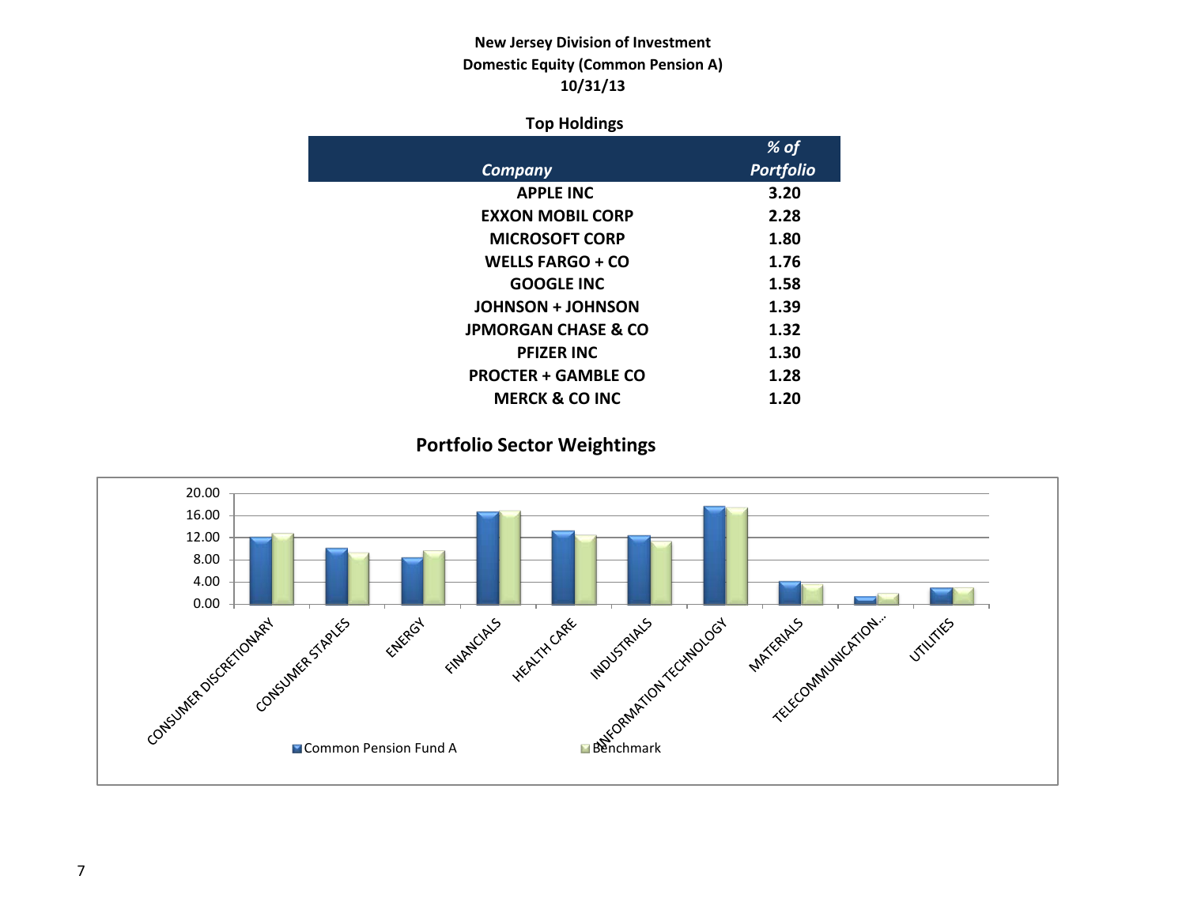**New Jersey Division of Investment**
**Domestic Equity (Common Pension A)**
**10/31/13**

### Top Holdings

| *Company* | *% of Portfolio* |
|---|---|
| APPLE INC | 3.20 |
| EXXON MOBIL CORP | 2.28 |
| MICROSOFT CORP | 1.80 |
| WELLS FARGO + CO | 1.76 |
| GOOGLE INC | 1.58 |
| JOHNSON + JOHNSON | 1.39 |
| JPMORGAN CHASE & CO | 1.32 |
| PFIZER INC | 1.30 |
| PROCTER + GAMBLE CO | 1.28 |
| MERCK & CO INC | 1.20 |

### Portfolio Sector Weightings

20.00
16.00
12.00
8.00
4.00
0.00

CONSUMER DISCRETIONARY, CONSUMER STAPLES, ENERGY, FINANCIALS, HEALTH CARE, INDUSTRIALS, INFORMATION TECHNOLOGY, MATERIALS, TELECOMMUNICATION..., UTILITIES

Common Pension Fund A
Benchmark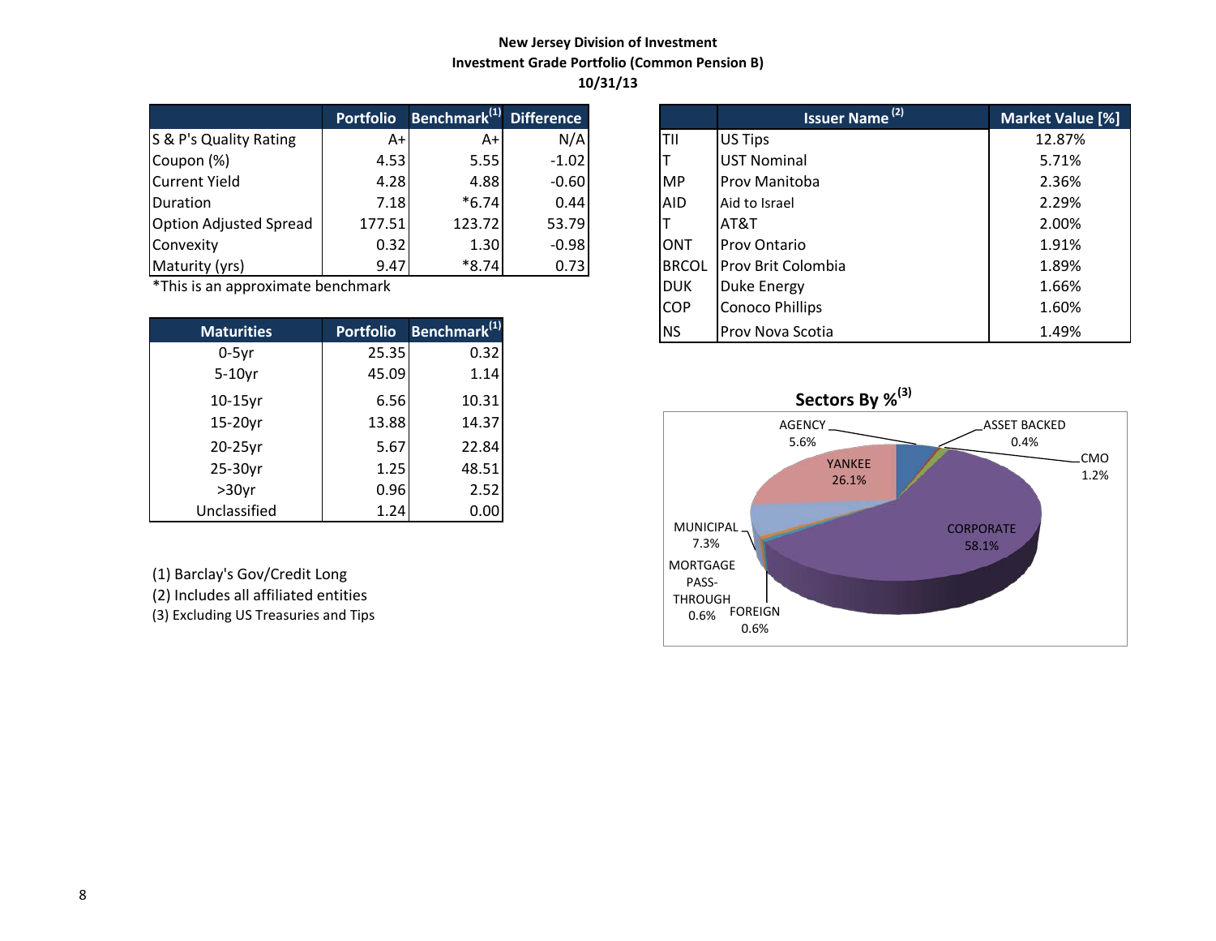**New Jersey Division of Investment**
**Investment Grade Portfolio (Common Pension B)**
**10/31/13**

| | Portfolio | Benchmark[1] | Difference |
|---|---|---|---|
| S & P's Quality Rating | A+ | A+ | N/A |
| Coupon (%) | 4.53 | 5.55 | -1.02 |
| Current Yield | 4.28 | 4.88 | -0.60 |
| Duration | 7.18 | *6.74 | 0.44 |
| Option Adjusted Spread | 177.51 | 123.72 | 53.79 |
| Convexity | 0.32 | 1.30 | -0.98 |
| Maturity (yrs) | 9.47 | *8.74 | 0.73 |

*This is an approximate benchmark

| Maturities | Portfolio | Benchmark[1] |
|---|---|---|
| 0-5yr | 25.35 | 0.32 |
| 5-10yr | 45.09 | 1.14 |
| 10-15yr | 6.56 | 10.31 |
| 15-20yr | 13.88 | 14.37 |
| 20-25yr | 5.67 | 22.84 |
| 25-30yr | 1.25 | 48.51 |
| >30yr | 0.96 | 2.52 |
| Unclassified | 1.24 | 0.00 |

(1) Barclay's Gov/Credit Long
(2) Includes all affiliated entities
(3) Excluding US Treasuries and Tips

| | Issuer Name [2] | Market Value [%] |
|---|---|---|
| TII | US Tips | 12.87% |
| T | UST Nominal | 5.71% |
| MP | Prov Manitoba | 2.36% |
| AID | Aid to Israel | 2.29% |
| T | AT&T | 2.00% |
| ONT | Prov Ontario | 1.91% |
| BRCOL | Prov Brit Colombia | 1.89% |
| DUK | Duke Energy | 1.66% |
| COP | Conoco Phillips | 1.60% |
| NS | Prov Nova Scotia | 1.49% |

**Sectors By %[3]**

| Sector | % |
|---|---|
| AGENCY | 5.6% |
| ASSET BACKED | 0.4% |
| CMO | 1.2% |
| CORPORATE | 58.1% |
| FOREIGN | 0.6% |
| MORTGAGE PASS-THROUGH | 0.6% |
| MUNICIPAL | 7.3% |
| YANKEE | 26.1% |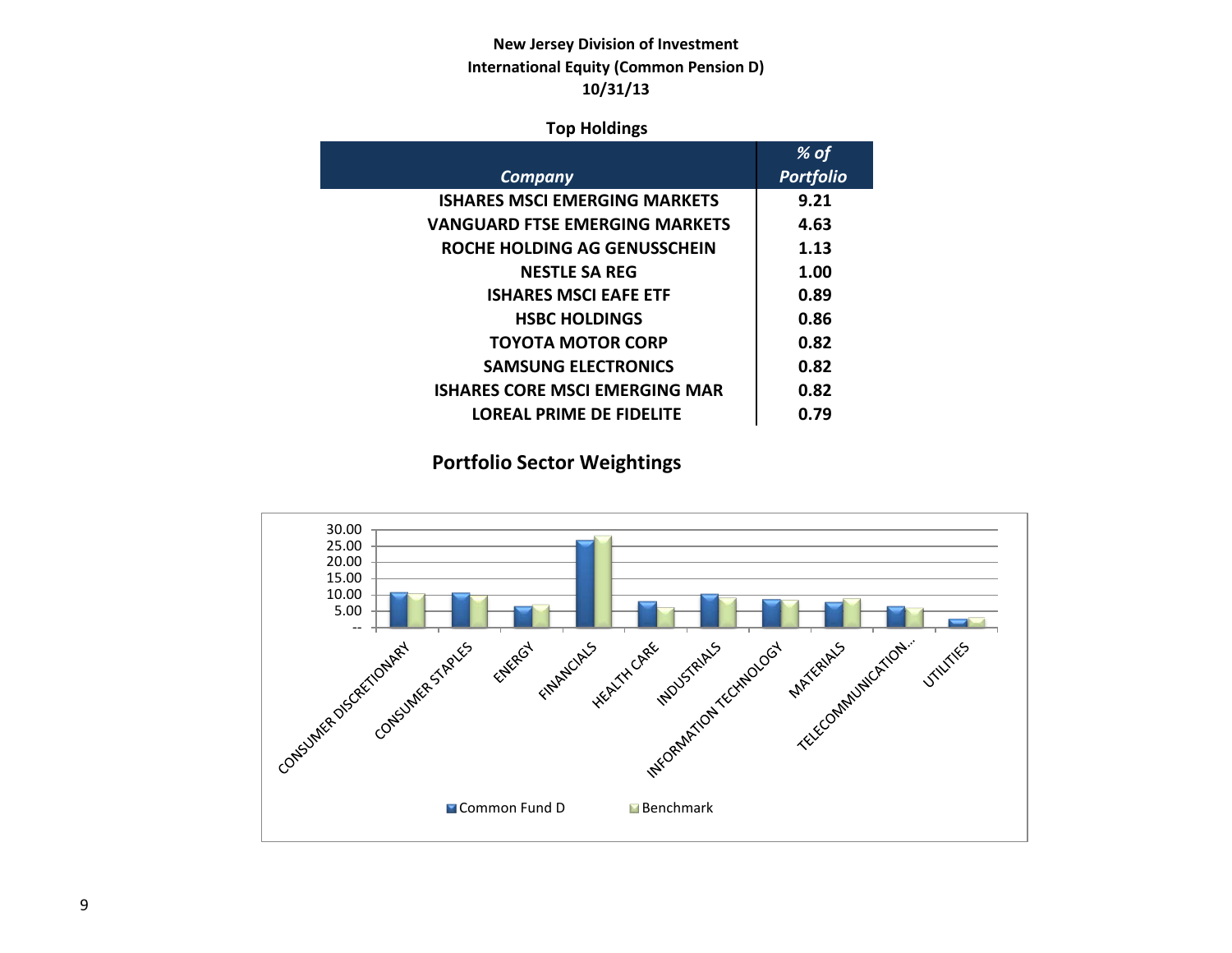**New Jersey Division of Investment**
**International Equity (Common Pension D)**
**10/31/13**

**Top Holdings**

| *Company* | *% of Portfolio* |
|---|---|
| ISHARES MSCI EMERGING MARKETS | 9.21 |
| VANGUARD FTSE EMERGING MARKETS | 4.63 |
| ROCHE HOLDING AG GENUSSCHEIN | 1.13 |
| NESTLE SA REG | 1.00 |
| ISHARES MSCI EAFE ETF | 0.89 |
| HSBC HOLDINGS | 0.86 |
| TOYOTA MOTOR CORP | 0.82 |
| SAMSUNG ELECTRONICS | 0.82 |
| ISHARES CORE MSCI EMERGING MAR | 0.82 |
| LOREAL PRIME DE FIDELITE | 0.79 |

## Portfolio Sector Weightings

30.00
25.00
20.00
15.00
10.00
5.00
--

CONSUMER DISCRETIONARY, CONSUMER STAPLES, ENERGY, FINANCIALS, HEALTH CARE, INDUSTRIALS, INFORMATION TECHNOLOGY, MATERIALS, TELECOMMUNICATION..., UTILITIES

Common Fund D    Benchmark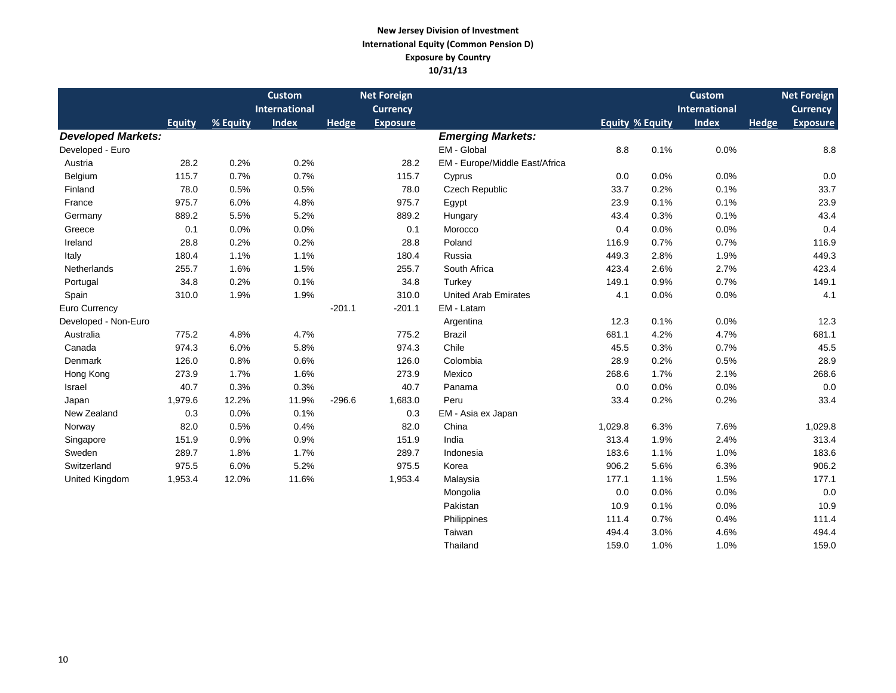**New Jersey Division of Investment**
**International Equity (Common Pension D)**
**Exposure by Country**
**10/31/13**

| | Equity | % Equity | Custom International Index | Hedge | Net Foreign Currency Exposure |
|---|---|---|---|---|---|
| ***Developed Markets:*** | | | | | |
| Developed - Euro | | | | | |
| Austria | 28.2 | 0.2% | 0.2% | | 28.2 |
| Belgium | 115.7 | 0.7% | 0.7% | | 115.7 |
| Finland | 78.0 | 0.5% | 0.5% | | 78.0 |
| France | 975.7 | 6.0% | 4.8% | | 975.7 |
| Germany | 889.2 | 5.5% | 5.2% | | 889.2 |
| Greece | 0.1 | 0.0% | 0.0% | | 0.1 |
| Ireland | 28.8 | 0.2% | 0.2% | | 28.8 |
| Italy | 180.4 | 1.1% | 1.1% | | 180.4 |
| Netherlands | 255.7 | 1.6% | 1.5% | | 255.7 |
| Portugal | 34.8 | 0.2% | 0.1% | | 34.8 |
| Spain | 310.0 | 1.9% | 1.9% | | 310.0 |
| Euro Currency | | | | -201.1 | -201.1 |
| Developed - Non-Euro | | | | | |
| Australia | 775.2 | 4.8% | 4.7% | | 775.2 |
| Canada | 974.3 | 6.0% | 5.8% | | 974.3 |
| Denmark | 126.0 | 0.8% | 0.6% | | 126.0 |
| Hong Kong | 273.9 | 1.7% | 1.6% | | 273.9 |
| Israel | 40.7 | 0.3% | 0.3% | | 40.7 |
| Japan | 1,979.6 | 12.2% | 11.9% | -296.6 | 1,683.0 |
| New Zealand | 0.3 | 0.0% | 0.1% | | 0.3 |
| Norway | 82.0 | 0.5% | 0.4% | | 82.0 |
| Singapore | 151.9 | 0.9% | 0.9% | | 151.9 |
| Sweden | 289.7 | 1.8% | 1.7% | | 289.7 |
| Switzerland | 975.5 | 6.0% | 5.2% | | 975.5 |
| United Kingdom | 1,953.4 | 12.0% | 11.6% | | 1,953.4 |

| | Equity | % Equity | Custom International Index | Hedge | Net Foreign Currency Exposure |
|---|---|---|---|---|---|
| ***Emerging Markets:*** | | | | | |
| EM - Global | 8.8 | 0.1% | 0.0% | | 8.8 |
| EM - Europe/Middle East/Africa | | | | | |
| Cyprus | 0.0 | 0.0% | 0.0% | | 0.0 |
| Czech Republic | 33.7 | 0.2% | 0.1% | | 33.7 |
| Egypt | 23.9 | 0.1% | 0.1% | | 23.9 |
| Hungary | 43.4 | 0.3% | 0.1% | | 43.4 |
| Morocco | 0.4 | 0.0% | 0.0% | | 0.4 |
| Poland | 116.9 | 0.7% | 0.7% | | 116.9 |
| Russia | 449.3 | 2.8% | 1.9% | | 449.3 |
| South Africa | 423.4 | 2.6% | 2.7% | | 423.4 |
| Turkey | 149.1 | 0.9% | 0.7% | | 149.1 |
| United Arab Emirates | 4.1 | 0.0% | 0.0% | | 4.1 |
| EM - Latam | | | | | |
| Argentina | 12.3 | 0.1% | 0.0% | | 12.3 |
| Brazil | 681.1 | 4.2% | 4.7% | | 681.1 |
| Chile | 45.5 | 0.3% | 0.7% | | 45.5 |
| Colombia | 28.9 | 0.2% | 0.5% | | 28.9 |
| Mexico | 268.6 | 1.7% | 2.1% | | 268.6 |
| Panama | 0.0 | 0.0% | 0.0% | | 0.0 |
| Peru | 33.4 | 0.2% | 0.2% | | 33.4 |
| EM - Asia ex Japan | | | | | |
| China | 1,029.8 | 6.3% | 7.6% | | 1,029.8 |
| India | 313.4 | 1.9% | 2.4% | | 313.4 |
| Indonesia | 183.6 | 1.1% | 1.0% | | 183.6 |
| Korea | 906.2 | 5.6% | 6.3% | | 906.2 |
| Malaysia | 177.1 | 1.1% | 1.5% | | 177.1 |
| Mongolia | 0.0 | 0.0% | 0.0% | | 0.0 |
| Pakistan | 10.9 | 0.1% | 0.0% | | 10.9 |
| Philippines | 111.4 | 0.7% | 0.4% | | 111.4 |
| Taiwan | 494.4 | 3.0% | 4.6% | | 494.4 |
| Thailand | 159.0 | 1.0% | 1.0% | | 159.0 |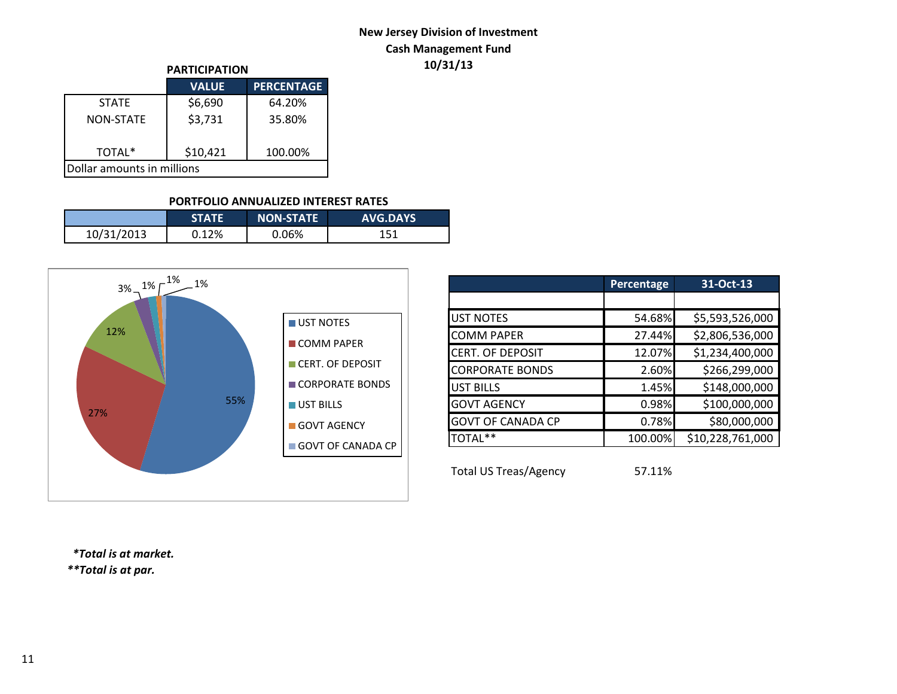**New Jersey Division of Investment**
**Cash Management Fund**
**10/31/13**

**PARTICIPATION**

| | VALUE | PERCENTAGE |
|---|---|---|
| STATE | $6,690 | 64.20% |
| NON-STATE | $3,731 | 35.80% |
| TOTAL* | $10,421 | 100.00% |
| Dollar amounts in millions | | |

**PORTFOLIO ANNUALIZED INTEREST RATES**

| | STATE | NON-STATE | AVG.DAYS |
|---|---|---|---|
| 10/31/2013 | 0.12% | 0.06% | 151 |

| | Percentage | 31-Oct-13 |
|---|---|---|
| UST NOTES | 54.68% | $5,593,526,000 |
| COMM PAPER | 27.44% | $2,806,536,000 |
| CERT. OF DEPOSIT | 12.07% | $1,234,400,000 |
| CORPORATE BONDS | 2.60% | $266,299,000 |
| UST BILLS | 1.45% | $148,000,000 |
| GOVT AGENCY | 0.98% | $100,000,000 |
| GOVT OF CANADA CP | 0.78% | $80,000,000 |
| TOTAL** | 100.00% | $10,228,761,000 |

Total US Treas/Agency 57.11%

*\*Total is at market.*
*\*\*Total is at par.*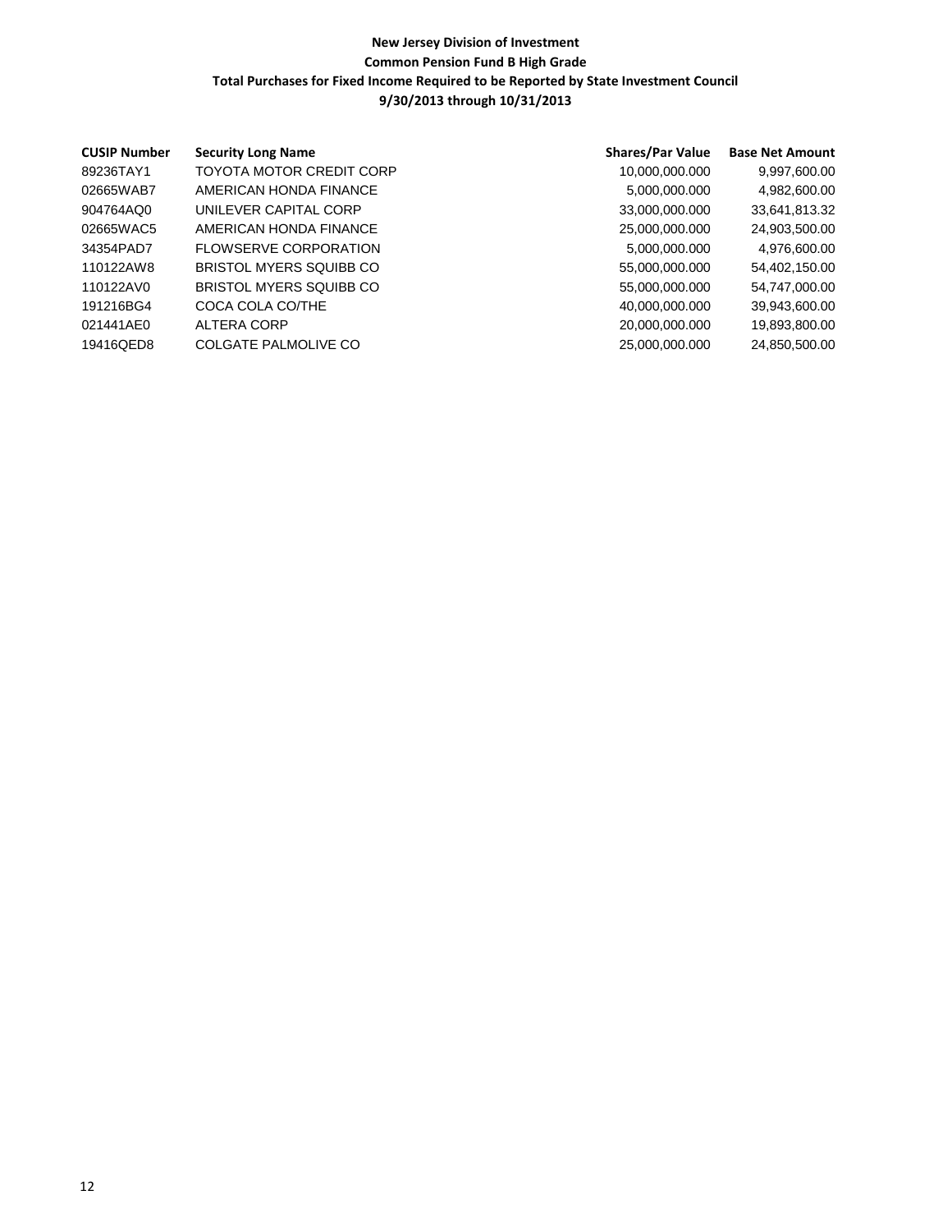**New Jersey Division of Investment**
**Common Pension Fund B High Grade**
**Total Purchases for Fixed Income Required to be Reported by State Investment Council**
**9/30/2013 through 10/31/2013**

| CUSIP Number | Security Long Name | Shares/Par Value | Base Net Amount |
|---|---|---|---|
| 89236TAY1 | TOYOTA MOTOR CREDIT CORP | 10,000,000.000 | 9,997,600.00 |
| 02665WAB7 | AMERICAN HONDA FINANCE | 5,000,000.000 | 4,982,600.00 |
| 904764AQ0 | UNILEVER CAPITAL CORP | 33,000,000.000 | 33,641,813.32 |
| 02665WAC5 | AMERICAN HONDA FINANCE | 25,000,000.000 | 24,903,500.00 |
| 34354PAD7 | FLOWSERVE CORPORATION | 5,000,000.000 | 4,976,600.00 |
| 110122AW8 | BRISTOL MYERS SQUIBB CO | 55,000,000.000 | 54,402,150.00 |
| 110122AV0 | BRISTOL MYERS SQUIBB CO | 55,000,000.000 | 54,747,000.00 |
| 191216BG4 | COCA COLA CO/THE | 40,000,000.000 | 39,943,600.00 |
| 021441AE0 | ALTERA CORP | 20,000,000.000 | 19,893,800.00 |
| 19416QED8 | COLGATE PALMOLIVE CO | 25,000,000.000 | 24,850,500.00 |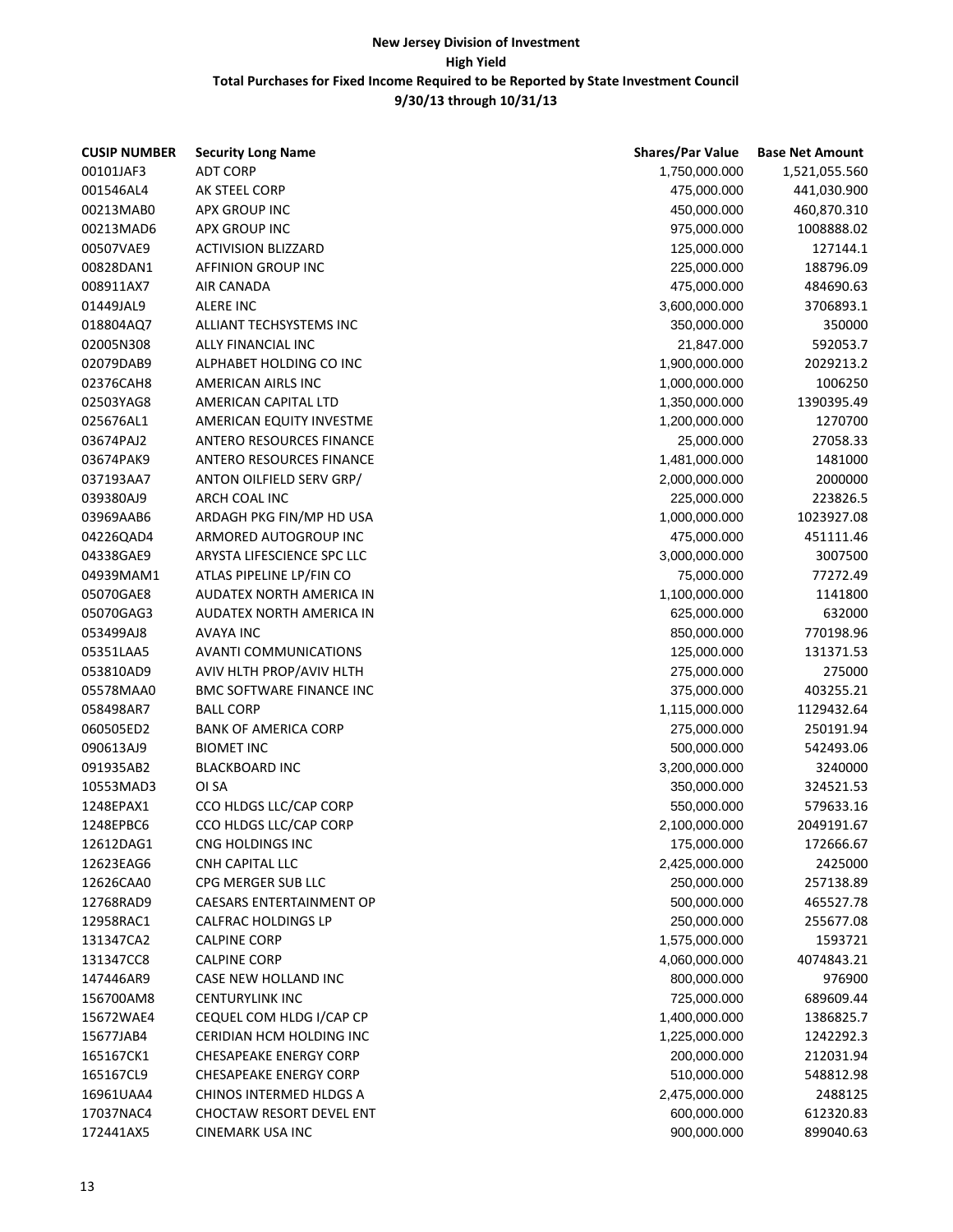**New Jersey Division of Investment**

**High Yield**

**Total Purchases for Fixed Income Required to be Reported by State Investment Council**

**9/30/13 through 10/31/13**

| CUSIP NUMBER | Security Long Name | Shares/Par Value | Base Net Amount |
|---|---|---|---|
| 00101JAF3 | ADT CORP | 1,750,000.000 | 1,521,055.560 |
| 001546AL4 | AK STEEL CORP | 475,000.000 | 441,030.900 |
| 00213MAB0 | APX GROUP INC | 450,000.000 | 460,870.310 |
| 00213MAD6 | APX GROUP INC | 975,000.000 | 1008888.02 |
| 00507VAE9 | ACTIVISION BLIZZARD | 125,000.000 | 127144.1 |
| 00828DAN1 | AFFINION GROUP INC | 225,000.000 | 188796.09 |
| 008911AX7 | AIR CANADA | 475,000.000 | 484690.63 |
| 01449JAL9 | ALERE INC | 3,600,000.000 | 3706893.1 |
| 018804AQ7 | ALLIANT TECHSYSTEMS INC | 350,000.000 | 350000 |
| 02005N308 | ALLY FINANCIAL INC | 21,847.000 | 592053.7 |
| 02079DAB9 | ALPHABET HOLDING CO INC | 1,900,000.000 | 2029213.2 |
| 02376CAH8 | AMERICAN AIRLS INC | 1,000,000.000 | 1006250 |
| 02503YAG8 | AMERICAN CAPITAL LTD | 1,350,000.000 | 1390395.49 |
| 025676AL1 | AMERICAN EQUITY INVESTME | 1,200,000.000 | 1270700 |
| 03674PAJ2 | ANTERO RESOURCES FINANCE | 25,000.000 | 27058.33 |
| 03674PAK9 | ANTERO RESOURCES FINANCE | 1,481,000.000 | 1481000 |
| 037193AA7 | ANTON OILFIELD SERV GRP/ | 2,000,000.000 | 2000000 |
| 039380AJ9 | ARCH COAL INC | 225,000.000 | 223826.5 |
| 03969AAB6 | ARDAGH PKG FIN/MP HD USA | 1,000,000.000 | 1023927.08 |
| 04226QAD4 | ARMORED AUTOGROUP INC | 475,000.000 | 451111.46 |
| 04338GAE9 | ARYSTA LIFESCIENCE SPC LLC | 3,000,000.000 | 3007500 |
| 04939MAM1 | ATLAS PIPELINE LP/FIN CO | 75,000.000 | 77272.49 |
| 05070GAE8 | AUDATEX NORTH AMERICA IN | 1,100,000.000 | 1141800 |
| 05070GAG3 | AUDATEX NORTH AMERICA IN | 625,000.000 | 632000 |
| 053499AJ8 | AVAYA INC | 850,000.000 | 770198.96 |
| 05351LAA5 | AVANTI COMMUNICATIONS | 125,000.000 | 131371.53 |
| 053810AD9 | AVIV HLTH PROP/AVIV HLTH | 275,000.000 | 275000 |
| 05578MAA0 | BMC SOFTWARE FINANCE INC | 375,000.000 | 403255.21 |
| 058498AR7 | BALL CORP | 1,115,000.000 | 1129432.64 |
| 060505ED2 | BANK OF AMERICA CORP | 275,000.000 | 250191.94 |
| 090613AJ9 | BIOMET INC | 500,000.000 | 542493.06 |
| 091935AB2 | BLACKBOARD INC | 3,200,000.000 | 3240000 |
| 10553MAD3 | OI SA | 350,000.000 | 324521.53 |
| 1248EPAX1 | CCO HLDGS LLC/CAP CORP | 550,000.000 | 579633.16 |
| 1248EPBC6 | CCO HLDGS LLC/CAP CORP | 2,100,000.000 | 2049191.67 |
| 12612DAG1 | CNG HOLDINGS INC | 175,000.000 | 172666.67 |
| 12623EAG6 | CNH CAPITAL LLC | 2,425,000.000 | 2425000 |
| 12626CAA0 | CPG MERGER SUB LLC | 250,000.000 | 257138.89 |
| 12768RAD9 | CAESARS ENTERTAINMENT OP | 500,000.000 | 465527.78 |
| 12958RAC1 | CALFRAC HOLDINGS LP | 250,000.000 | 255677.08 |
| 131347CA2 | CALPINE CORP | 1,575,000.000 | 1593721 |
| 131347CC8 | CALPINE CORP | 4,060,000.000 | 4074843.21 |
| 147446AR9 | CASE NEW HOLLAND INC | 800,000.000 | 976900 |
| 156700AM8 | CENTURYLINK INC | 725,000.000 | 689609.44 |
| 15672WAE4 | CEQUEL COM HLDG I/CAP CP | 1,400,000.000 | 1386825.7 |
| 15677JAB4 | CERIDIAN HCM HOLDING INC | 1,225,000.000 | 1242292.3 |
| 165167CK1 | CHESAPEAKE ENERGY CORP | 200,000.000 | 212031.94 |
| 165167CL9 | CHESAPEAKE ENERGY CORP | 510,000.000 | 548812.98 |
| 16961UAA4 | CHINOS INTERMED HLDGS A | 2,475,000.000 | 2488125 |
| 17037NAC4 | CHOCTAW RESORT DEVEL ENT | 600,000.000 | 612320.83 |
| 172441AX5 | CINEMARK USA INC | 900,000.000 | 899040.63 |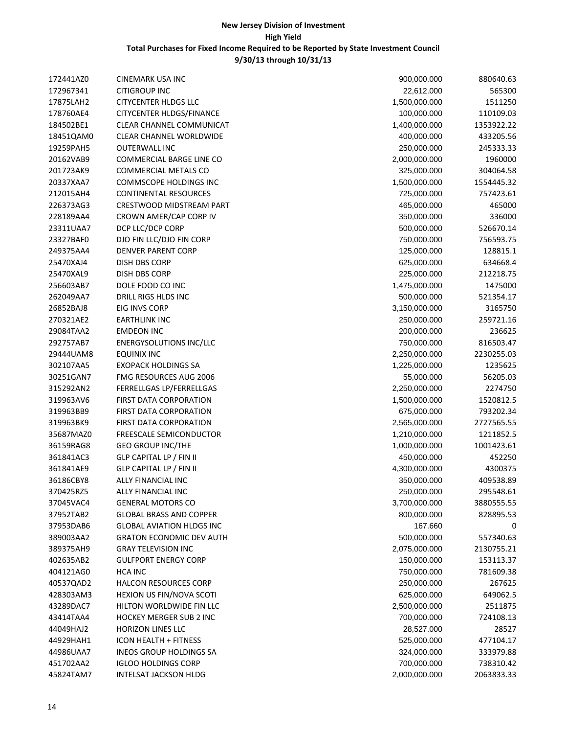**New Jersey Division of Investment**

**High Yield**

**Total Purchases for Fixed Income Required to be Reported by State Investment Council**

**9/30/13 through 10/31/13**

| | | | |
|---|---|---|---|
| 172441AZ0 | CINEMARK USA INC | 900,000.000 | 880640.63 |
| 172967341 | CITIGROUP INC | 22,612.000 | 565300 |
| 17875LAH2 | CITYCENTER HLDGS LLC | 1,500,000.000 | 1511250 |
| 178760AE4 | CITYCENTER HLDGS/FINANCE | 100,000.000 | 110109.03 |
| 184502BE1 | CLEAR CHANNEL COMMUNICAT | 1,400,000.000 | 1353922.22 |
| 18451QAM0 | CLEAR CHANNEL WORLDWIDE | 400,000.000 | 433205.56 |
| 19259PAH5 | OUTERWALL INC | 250,000.000 | 245333.33 |
| 20162VAB9 | COMMERCIAL BARGE LINE CO | 2,000,000.000 | 1960000 |
| 201723AK9 | COMMERCIAL METALS CO | 325,000.000 | 304064.58 |
| 20337XAA7 | COMMSCOPE HOLDINGS INC | 1,500,000.000 | 1554445.32 |
| 212015AH4 | CONTINENTAL RESOURCES | 725,000.000 | 757423.61 |
| 226373AG3 | CRESTWOOD MIDSTREAM PART | 465,000.000 | 465000 |
| 228189AA4 | CROWN AMER/CAP CORP IV | 350,000.000 | 336000 |
| 23311UAA7 | DCP LLC/DCP CORP | 500,000.000 | 526670.14 |
| 23327BAF0 | DJO FIN LLC/DJO FIN CORP | 750,000.000 | 756593.75 |
| 249375AA4 | DENVER PARENT CORP | 125,000.000 | 128815.1 |
| 25470XAJ4 | DISH DBS CORP | 625,000.000 | 634668.4 |
| 25470XAL9 | DISH DBS CORP | 225,000.000 | 212218.75 |
| 256603AB7 | DOLE FOOD CO INC | 1,475,000.000 | 1475000 |
| 262049AA7 | DRILL RIGS HLDS INC | 500,000.000 | 521354.17 |
| 26852BAJ8 | EIG INVS CORP | 3,150,000.000 | 3165750 |
| 270321AE2 | EARTHLINK INC | 250,000.000 | 259721.16 |
| 29084TAA2 | EMDEON INC | 200,000.000 | 236625 |
| 292757AB7 | ENERGYSOLUTIONS INC/LLC | 750,000.000 | 816503.47 |
| 29444UAM8 | EQUINIX INC | 2,250,000.000 | 2230255.03 |
| 302107AA5 | EXOPACK HOLDINGS SA | 1,225,000.000 | 1235625 |
| 30251GAN7 | FMG RESOURCES AUG 2006 | 55,000.000 | 56205.03 |
| 315292AN2 | FERRELLGAS LP/FERRELLGAS | 2,250,000.000 | 2274750 |
| 319963AV6 | FIRST DATA CORPORATION | 1,500,000.000 | 1520812.5 |
| 319963BB9 | FIRST DATA CORPORATION | 675,000.000 | 793202.34 |
| 319963BK9 | FIRST DATA CORPORATION | 2,565,000.000 | 2727565.55 |
| 35687MAZ0 | FREESCALE SEMICONDUCTOR | 1,210,000.000 | 1211852.5 |
| 36159RAG8 | GEO GROUP INC/THE | 1,000,000.000 | 1001423.61 |
| 361841AC3 | GLP CAPITAL LP / FIN II | 450,000.000 | 452250 |
| 361841AE9 | GLP CAPITAL LP / FIN II | 4,300,000.000 | 4300375 |
| 36186CBY8 | ALLY FINANCIAL INC | 350,000.000 | 409538.89 |
| 370425RZ5 | ALLY FINANCIAL INC | 250,000.000 | 295548.61 |
| 37045VAC4 | GENERAL MOTORS CO | 3,700,000.000 | 3880555.55 |
| 37952TAB2 | GLOBAL BRASS AND COPPER | 800,000.000 | 828895.53 |
| 37953DAB6 | GLOBAL AVIATION HLDGS INC | 167.660 | 0 |
| 389003AA2 | GRATON ECONOMIC DEV AUTH | 500,000.000 | 557340.63 |
| 389375AH9 | GRAY TELEVISION INC | 2,075,000.000 | 2130755.21 |
| 402635AB2 | GULFPORT ENERGY CORP | 150,000.000 | 153113.37 |
| 404121AG0 | HCA INC | 750,000.000 | 781609.38 |
| 40537QAD2 | HALCON RESOURCES CORP | 250,000.000 | 267625 |
| 428303AM3 | HEXION US FIN/NOVA SCOTI | 625,000.000 | 649062.5 |
| 43289DAC7 | HILTON WORLDWIDE FIN LLC | 2,500,000.000 | 2511875 |
| 43414TAA4 | HOCKEY MERGER SUB 2 INC | 700,000.000 | 724108.13 |
| 44049HAJ2 | HORIZON LINES LLC | 28,527.000 | 28527 |
| 44929HAH1 | ICON HEALTH + FITNESS | 525,000.000 | 477104.17 |
| 44986UAA7 | INEOS GROUP HOLDINGS SA | 324,000.000 | 333979.88 |
| 451702AA2 | IGLOO HOLDINGS CORP | 700,000.000 | 738310.42 |
| 45824TAM7 | INTELSAT JACKSON HLDG | 2,000,000.000 | 2063833.33 |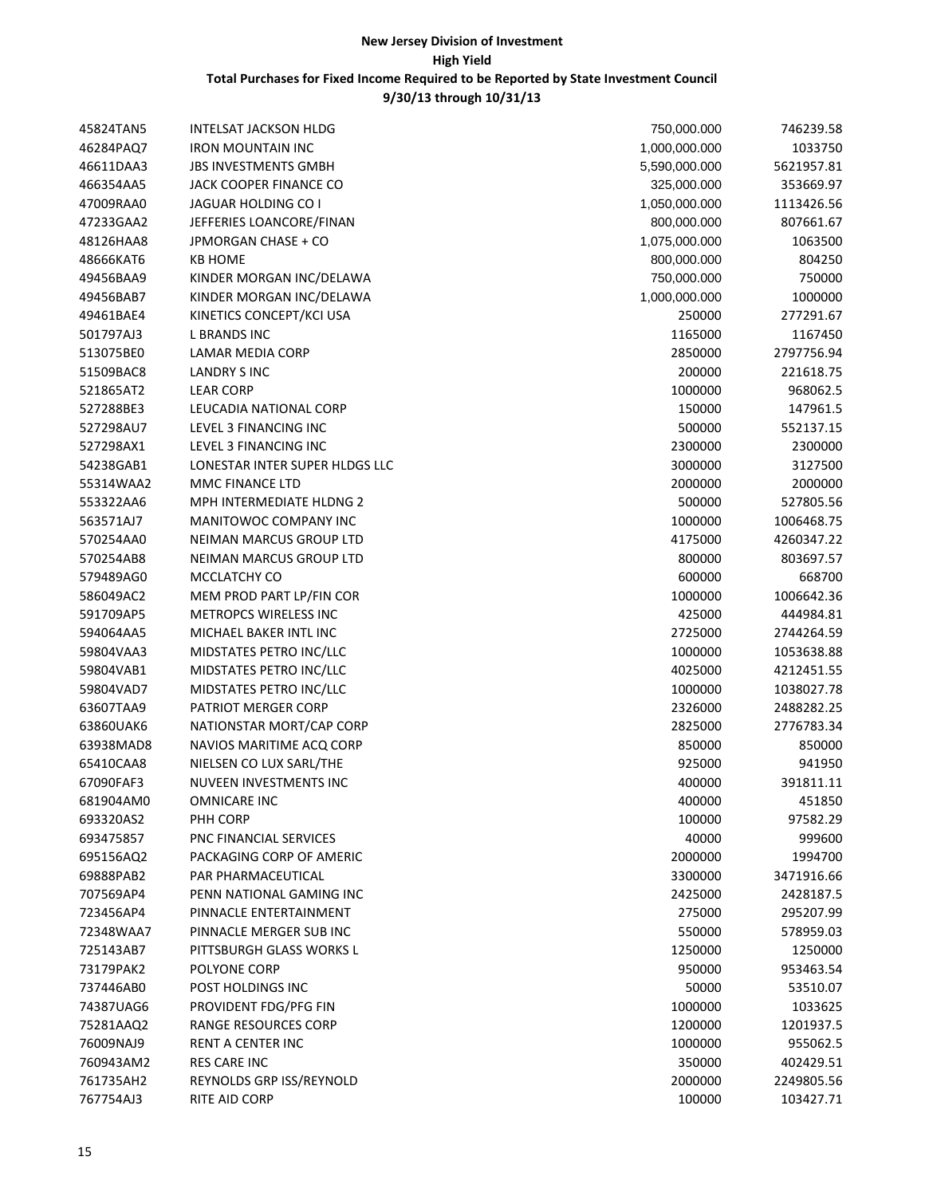**New Jersey Division of Investment**

**High Yield**

**Total Purchases for Fixed Income Required to be Reported by State Investment Council**

**9/30/13 through 10/31/13**

| | | | |
|---|---|---|---|
| 45824TAN5 | INTELSAT JACKSON HLDG | 750,000.000 | 746239.58 |
| 46284PAQ7 | IRON MOUNTAIN INC | 1,000,000.000 | 1033750 |
| 46611DAA3 | JBS INVESTMENTS GMBH | 5,590,000.000 | 5621957.81 |
| 466354AA5 | JACK COOPER FINANCE CO | 325,000.000 | 353669.97 |
| 47009RAA0 | JAGUAR HOLDING CO I | 1,050,000.000 | 1113426.56 |
| 47233GAA2 | JEFFERIES LOANCORE/FINAN | 800,000.000 | 807661.67 |
| 48126HAA8 | JPMORGAN CHASE + CO | 1,075,000.000 | 1063500 |
| 48666KAT6 | KB HOME | 800,000.000 | 804250 |
| 49456BAA9 | KINDER MORGAN INC/DELAWA | 750,000.000 | 750000 |
| 49456BAB7 | KINDER MORGAN INC/DELAWA | 1,000,000.000 | 1000000 |
| 49461BAE4 | KINETICS CONCEPT/KCI USA | 250000 | 277291.67 |
| 501797AJ3 | L BRANDS INC | 1165000 | 1167450 |
| 513075BE0 | LAMAR MEDIA CORP | 2850000 | 2797756.94 |
| 51509BAC8 | LANDRY S INC | 200000 | 221618.75 |
| 521865AT2 | LEAR CORP | 1000000 | 968062.5 |
| 527288BE3 | LEUCADIA NATIONAL CORP | 150000 | 147961.5 |
| 527298AU7 | LEVEL 3 FINANCING INC | 500000 | 552137.15 |
| 527298AX1 | LEVEL 3 FINANCING INC | 2300000 | 2300000 |
| 54238GAB1 | LONESTAR INTER SUPER HLDGS LLC | 3000000 | 3127500 |
| 55314WAA2 | MMC FINANCE LTD | 2000000 | 2000000 |
| 553322AA6 | MPH INTERMEDIATE HLDNG 2 | 500000 | 527805.56 |
| 563571AJ7 | MANITOWOC COMPANY INC | 1000000 | 1006468.75 |
| 570254AA0 | NEIMAN MARCUS GROUP LTD | 4175000 | 4260347.22 |
| 570254AB8 | NEIMAN MARCUS GROUP LTD | 800000 | 803697.57 |
| 579489AG0 | MCCLATCHY CO | 600000 | 668700 |
| 586049AC2 | MEM PROD PART LP/FIN COR | 1000000 | 1006642.36 |
| 591709AP5 | METROPCS WIRELESS INC | 425000 | 444984.81 |
| 594064AA5 | MICHAEL BAKER INTL INC | 2725000 | 2744264.59 |
| 59804VAA3 | MIDSTATES PETRO INC/LLC | 1000000 | 1053638.88 |
| 59804VAB1 | MIDSTATES PETRO INC/LLC | 4025000 | 4212451.55 |
| 59804VAD7 | MIDSTATES PETRO INC/LLC | 1000000 | 1038027.78 |
| 63607TAA9 | PATRIOT MERGER CORP | 2326000 | 2488282.25 |
| 63860UAK6 | NATIONSTAR MORT/CAP CORP | 2825000 | 2776783.34 |
| 63938MAD8 | NAVIOS MARITIME ACQ CORP | 850000 | 850000 |
| 65410CAA8 | NIELSEN CO LUX SARL/THE | 925000 | 941950 |
| 67090FAF3 | NUVEEN INVESTMENTS INC | 400000 | 391811.11 |
| 681904AM0 | OMNICARE INC | 400000 | 451850 |
| 693320AS2 | PHH CORP | 100000 | 97582.29 |
| 693475857 | PNC FINANCIAL SERVICES | 40000 | 999600 |
| 695156AQ2 | PACKAGING CORP OF AMERIC | 2000000 | 1994700 |
| 69888PAB2 | PAR PHARMACEUTICAL | 3300000 | 3471916.66 |
| 707569AP4 | PENN NATIONAL GAMING INC | 2425000 | 2428187.5 |
| 723456AP4 | PINNACLE ENTERTAINMENT | 275000 | 295207.99 |
| 72348WAA7 | PINNACLE MERGER SUB INC | 550000 | 578959.03 |
| 725143AB7 | PITTSBURGH GLASS WORKS L | 1250000 | 1250000 |
| 73179PAK2 | POLYONE CORP | 950000 | 953463.54 |
| 737446AB0 | POST HOLDINGS INC | 50000 | 53510.07 |
| 74387UAG6 | PROVIDENT FDG/PFG FIN | 1000000 | 1033625 |
| 75281AAQ2 | RANGE RESOURCES CORP | 1200000 | 1201937.5 |
| 76009NAJ9 | RENT A CENTER INC | 1000000 | 955062.5 |
| 760943AM2 | RES CARE INC | 350000 | 402429.51 |
| 761735AH2 | REYNOLDS GRP ISS/REYNOLD | 2000000 | 2249805.56 |
| 767754AJ3 | RITE AID CORP | 100000 | 103427.71 |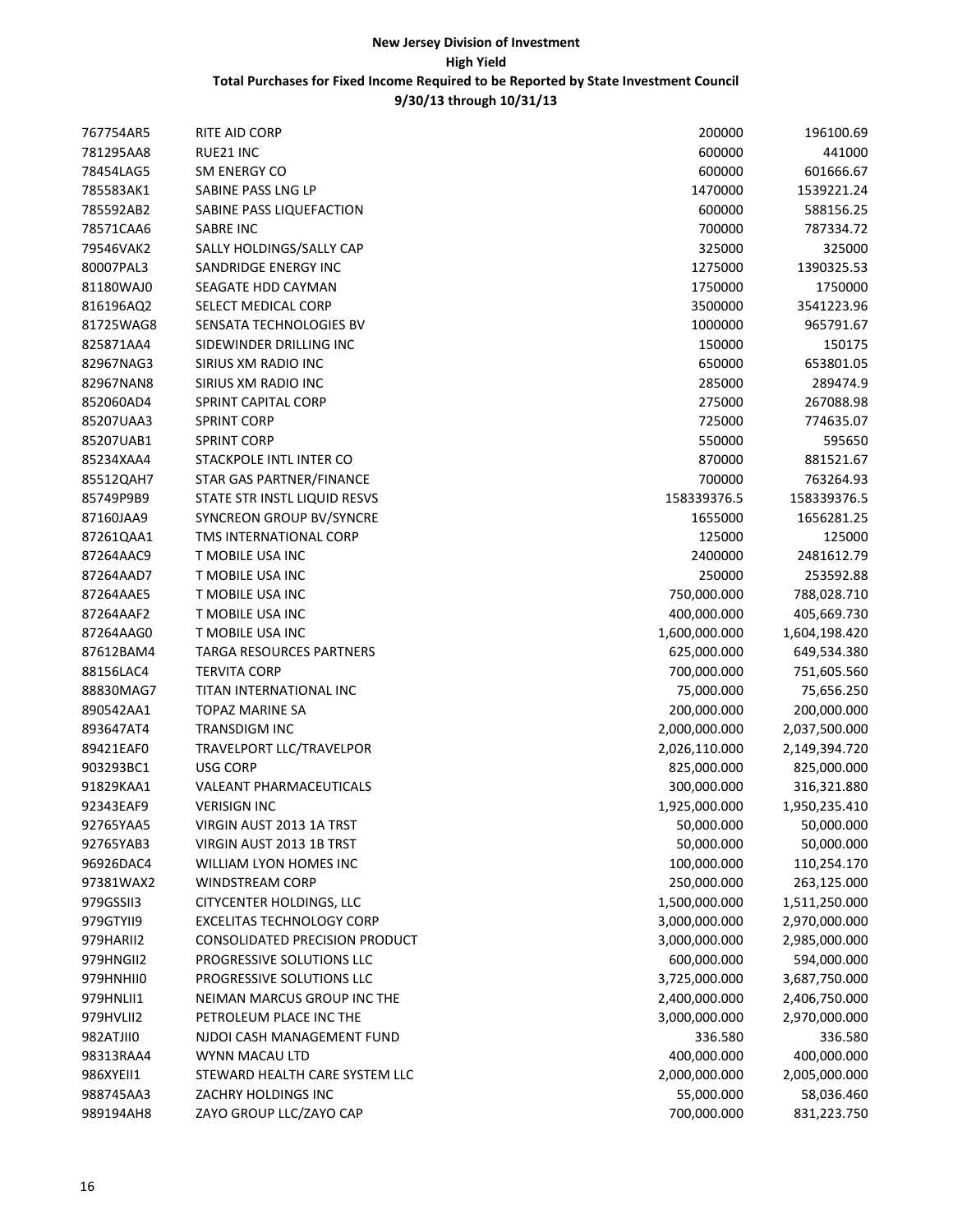**New Jersey Division of Investment**

**High Yield**

**Total Purchases for Fixed Income Required to be Reported by State Investment Council**

**9/30/13 through 10/31/13**

| | | | |
|---|---|---|---|
| 767754AR5 | RITE AID CORP | 200000 | 196100.69 |
| 781295AA8 | RUE21 INC | 600000 | 441000 |
| 78454LAG5 | SM ENERGY CO | 600000 | 601666.67 |
| 785583AK1 | SABINE PASS LNG LP | 1470000 | 1539221.24 |
| 785592AB2 | SABINE PASS LIQUEFACTION | 600000 | 588156.25 |
| 78571CAA6 | SABRE INC | 700000 | 787334.72 |
| 79546VAK2 | SALLY HOLDINGS/SALLY CAP | 325000 | 325000 |
| 80007PAL3 | SANDRIDGE ENERGY INC | 1275000 | 1390325.53 |
| 81180WAJ0 | SEAGATE HDD CAYMAN | 1750000 | 1750000 |
| 816196AQ2 | SELECT MEDICAL CORP | 3500000 | 3541223.96 |
| 81725WAG8 | SENSATA TECHNOLOGIES BV | 1000000 | 965791.67 |
| 825871AA4 | SIDEWINDER DRILLING INC | 150000 | 150175 |
| 82967NAG3 | SIRIUS XM RADIO INC | 650000 | 653801.05 |
| 82967NAN8 | SIRIUS XM RADIO INC | 285000 | 289474.9 |
| 852060AD4 | SPRINT CAPITAL CORP | 275000 | 267088.98 |
| 85207UAA3 | SPRINT CORP | 725000 | 774635.07 |
| 85207UAB1 | SPRINT CORP | 550000 | 595650 |
| 85234XAA4 | STACKPOLE INTL INTER CO | 870000 | 881521.67 |
| 85512QAH7 | STAR GAS PARTNER/FINANCE | 700000 | 763264.93 |
| 85749P9B9 | STATE STR INSTL LIQUID RESVS | 158339376.5 | 158339376.5 |
| 87160JAA9 | SYNCREON GROUP BV/SYNCRE | 1655000 | 1656281.25 |
| 87261QAA1 | TMS INTERNATIONAL CORP | 125000 | 125000 |
| 87264AAC9 | T MOBILE USA INC | 2400000 | 2481612.79 |
| 87264AAD7 | T MOBILE USA INC | 250000 | 253592.88 |
| 87264AAE5 | T MOBILE USA INC | 750,000.000 | 788,028.710 |
| 87264AAF2 | T MOBILE USA INC | 400,000.000 | 405,669.730 |
| 87264AAG0 | T MOBILE USA INC | 1,600,000.000 | 1,604,198.420 |
| 87612BAM4 | TARGA RESOURCES PARTNERS | 625,000.000 | 649,534.380 |
| 88156LAC4 | TERVITA CORP | 700,000.000 | 751,605.560 |
| 88830MAG7 | TITAN INTERNATIONAL INC | 75,000.000 | 75,656.250 |
| 890542AA1 | TOPAZ MARINE SA | 200,000.000 | 200,000.000 |
| 893647AT4 | TRANSDIGM INC | 2,000,000.000 | 2,037,500.000 |
| 89421EAF0 | TRAVELPORT LLC/TRAVELPOR | 2,026,110.000 | 2,149,394.720 |
| 903293BC1 | USG CORP | 825,000.000 | 825,000.000 |
| 91829KAA1 | VALEANT PHARMACEUTICALS | 300,000.000 | 316,321.880 |
| 92343EAF9 | VERISIGN INC | 1,925,000.000 | 1,950,235.410 |
| 92765YAA5 | VIRGIN AUST 2013 1A TRST | 50,000.000 | 50,000.000 |
| 92765YAB3 | VIRGIN AUST 2013 1B TRST | 50,000.000 | 50,000.000 |
| 96926DAC4 | WILLIAM LYON HOMES INC | 100,000.000 | 110,254.170 |
| 97381WAX2 | WINDSTREAM CORP | 250,000.000 | 263,125.000 |
| 979GSSII3 | CITYCENTER HOLDINGS, LLC | 1,500,000.000 | 1,511,250.000 |
| 979GTYII9 | EXCELITAS TECHNOLOGY CORP | 3,000,000.000 | 2,970,000.000 |
| 979HARII2 | CONSOLIDATED PRECISION PRODUCT | 3,000,000.000 | 2,985,000.000 |
| 979HNGII2 | PROGRESSIVE SOLUTIONS LLC | 600,000.000 | 594,000.000 |
| 979HNHII0 | PROGRESSIVE SOLUTIONS LLC | 3,725,000.000 | 3,687,750.000 |
| 979HNLII1 | NEIMAN MARCUS GROUP INC THE | 2,400,000.000 | 2,406,750.000 |
| 979HVLII2 | PETROLEUM PLACE INC THE | 3,000,000.000 | 2,970,000.000 |
| 982ATJII0 | NJDOI CASH MANAGEMENT FUND | 336.580 | 336.580 |
| 98313RAA4 | WYNN MACAU LTD | 400,000.000 | 400,000.000 |
| 986XYEII1 | STEWARD HEALTH CARE SYSTEM LLC | 2,000,000.000 | 2,005,000.000 |
| 988745AA3 | ZACHRY HOLDINGS INC | 55,000.000 | 58,036.460 |
| 989194AH8 | ZAYO GROUP LLC/ZAYO CAP | 700,000.000 | 831,223.750 |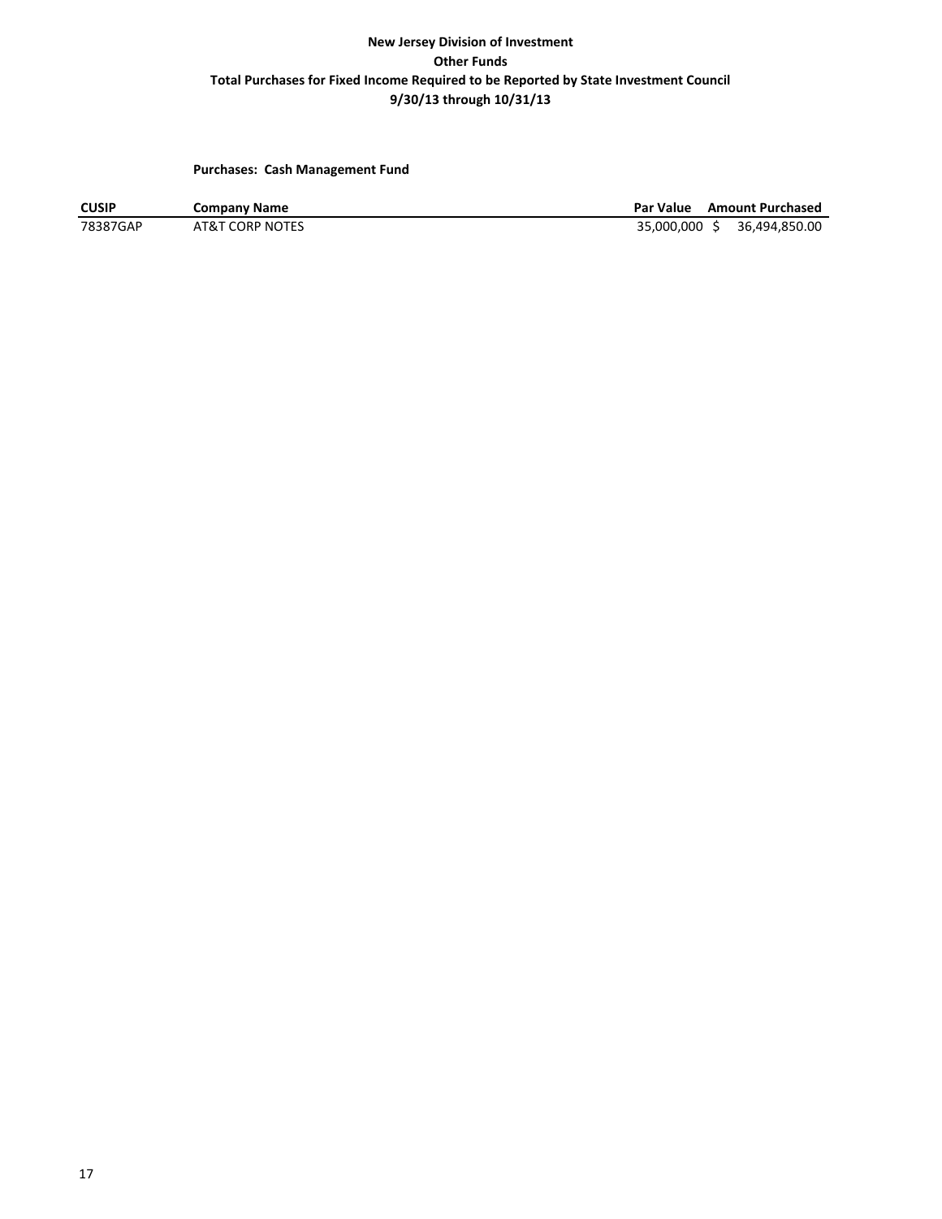**New Jersey Division of Investment**

**Other Funds**

**Total Purchases for Fixed Income Required to be Reported by State Investment Council**

**9/30/13 through 10/31/13**

**Purchases: Cash Management Fund**

| CUSIP | Company Name | Par Value | Amount Purchased |
|---|---|---|---|
| 78387GAP | AT&T CORP NOTES | 35,000,000 | $ 36,494,850.00 |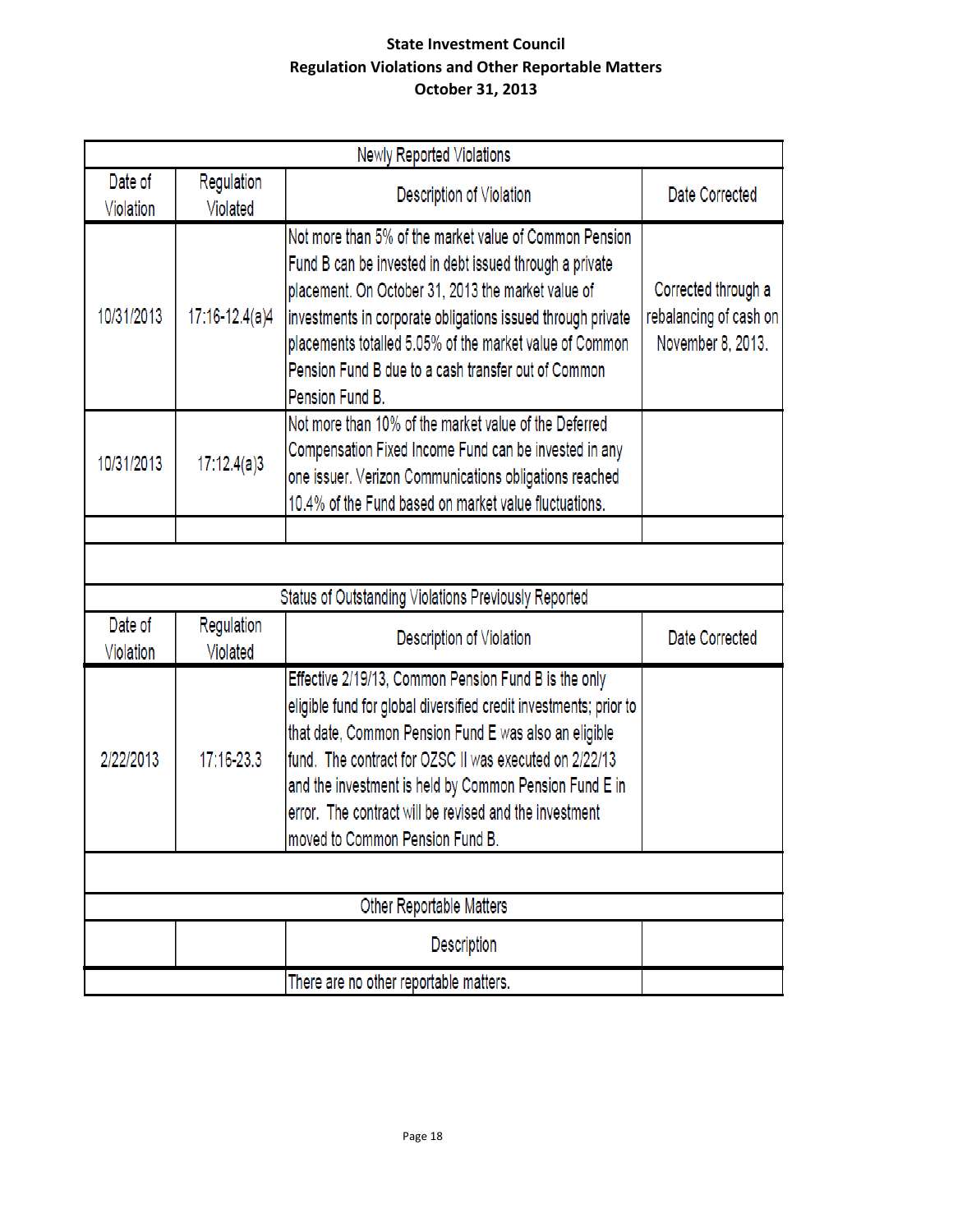# State Investment Council
## Regulation Violations and Other Reportable Matters
## October 31, 2013

| Newly Reported Violations | | | |
|---|---|---|---|
| **Date of Violation** | **Regulation Violated** | **Description of Violation** | **Date Corrected** |
| 10/31/2013 | 17:16-12.4(a)4 | Not more than 5% of the market value of Common Pension Fund B can be invested in debt issued through a private placement. On October 31, 2013 the market value of investments in corporate obligations issued through private placements totalled 5.05% of the market value of Common Pension Fund B due to a cash transfer out of Common Pension Fund B. | Corrected through a rebalancing of cash on November 8, 2013. |
| 10/31/2013 | 17:12.4(a)3 | Not more than 10% of the market value of the Deferred Compensation Fixed Income Fund can be invested in any one issuer. Verizon Communications obligations reached 10.4% of the Fund based on market value fluctuations. | |

| Status of Outstanding Violations Previously Reported | | | |
|---|---|---|---|
| **Date of Violation** | **Regulation Violated** | **Description of Violation** | **Date Corrected** |
| 2/22/2013 | 17:16-23.3 | Effective 2/19/13, Common Pension Fund B is the only eligible fund for global diversified credit investments; prior to that date, Common Pension Fund E was also an eligible fund. The contract for OZSC II was executed on 2/22/13 and the investment is held by Common Pension Fund E in error. The contract will be revised and the investment moved to Common Pension Fund B. | |

| Other Reportable Matters | | | |
|---|---|---|---|
| | | **Description** | |
| | | There are no other reportable matters. | |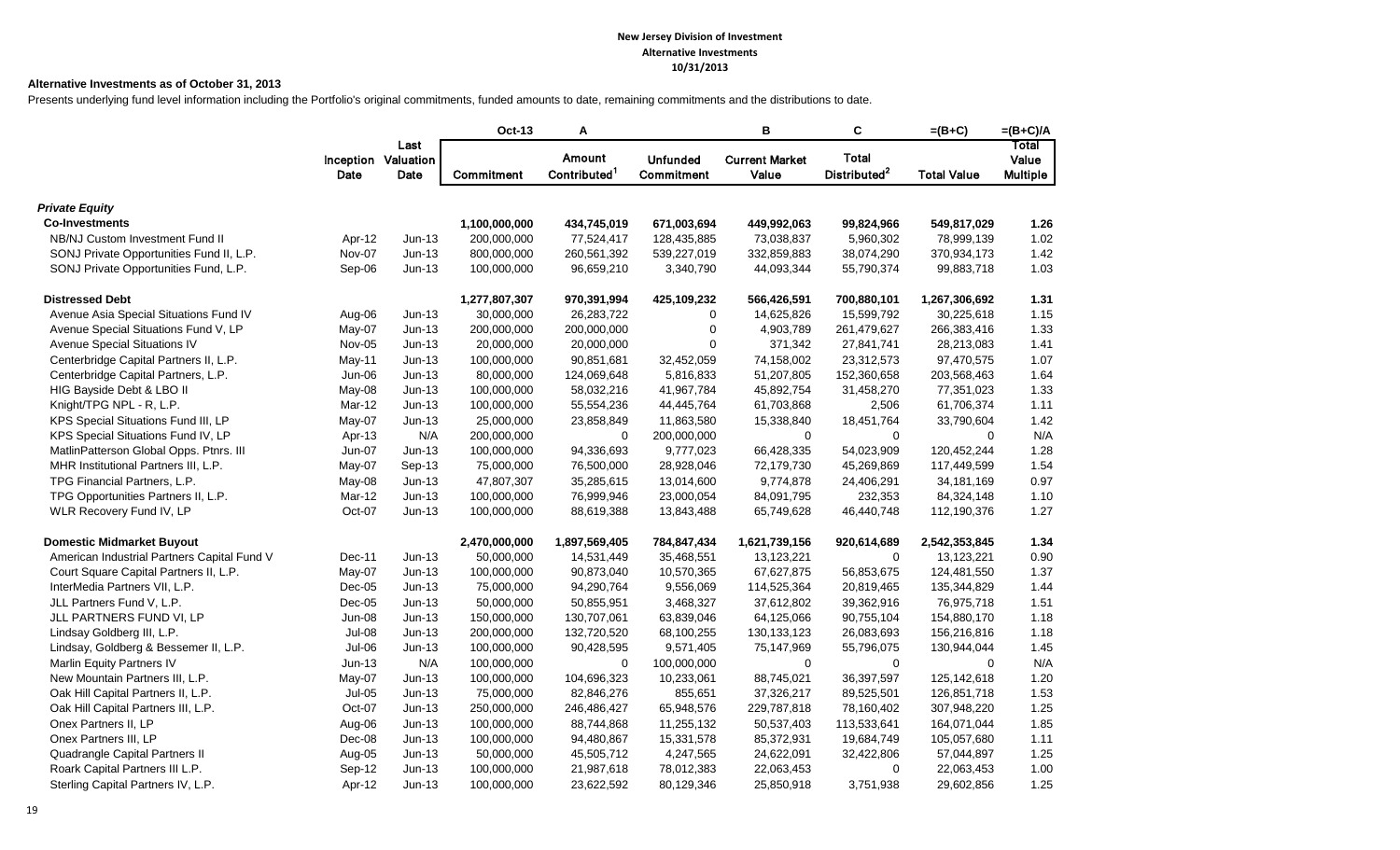**New Jersey Division of Investment**
**Alternative Investments**
**10/31/2013**

**Alternative Investments as of October 31, 2013**

Presents underlying fund level information including the Portfolio's original commitments, funded amounts to date, remaining commitments and the distributions to date.

| | Inception Date | Last Valuation Date | Oct-13 Commitment | A Amount Contributed[1] | Unfunded Commitment | B Current Market Value | C Total Distributed[2] | =(B+C) Total Value | =(B+C)/A Total Value Multiple |
|---|---|---|---|---|---|---|---|---|---|
| ***Private Equity*** | | | | | | | | | |
| **Co-Investments** | | | **1,100,000,000** | **434,745,019** | **671,003,694** | **449,992,063** | **99,824,966** | **549,817,029** | **1.26** |
| NB/NJ Custom Investment Fund II | Apr-12 | Jun-13 | 200,000,000 | 77,524,417 | 128,435,885 | 73,038,837 | 5,960,302 | 78,999,139 | 1.02 |
| SONJ Private Opportunities Fund II, L.P. | Nov-07 | Jun-13 | 800,000,000 | 260,561,392 | 539,227,019 | 332,859,883 | 38,074,290 | 370,934,173 | 1.42 |
| SONJ Private Opportunities Fund, L.P. | Sep-06 | Jun-13 | 100,000,000 | 96,659,210 | 3,340,790 | 44,093,344 | 55,790,374 | 99,883,718 | 1.03 |
| **Distressed Debt** | | | **1,277,807,307** | **970,391,994** | **425,109,232** | **566,426,591** | **700,880,101** | **1,267,306,692** | **1.31** |
| Avenue Asia Special Situations Fund IV | Aug-06 | Jun-13 | 30,000,000 | 26,283,722 | 0 | 14,625,826 | 15,599,792 | 30,225,618 | 1.15 |
| Avenue Special Situations Fund V, LP | May-07 | Jun-13 | 200,000,000 | 200,000,000 | 0 | 4,903,789 | 261,479,627 | 266,383,416 | 1.33 |
| Avenue Special Situations IV | Nov-05 | Jun-13 | 20,000,000 | 20,000,000 | 0 | 371,342 | 27,841,741 | 28,213,083 | 1.41 |
| Centerbridge Capital Partners II, L.P. | May-11 | Jun-13 | 100,000,000 | 90,851,681 | 32,452,059 | 74,158,002 | 23,312,573 | 97,470,575 | 1.07 |
| Centerbridge Capital Partners, L.P. | Jun-06 | Jun-13 | 80,000,000 | 124,069,648 | 5,816,833 | 51,207,805 | 152,360,658 | 203,568,463 | 1.64 |
| HIG Bayside Debt & LBO II | May-08 | Jun-13 | 100,000,000 | 58,032,216 | 41,967,784 | 45,892,754 | 31,458,270 | 77,351,023 | 1.33 |
| Knight/TPG NPL - R, L.P. | Mar-12 | Jun-13 | 100,000,000 | 55,554,236 | 44,445,764 | 61,703,868 | 2,506 | 61,706,374 | 1.11 |
| KPS Special Situations Fund III, LP | May-07 | Jun-13 | 25,000,000 | 23,858,849 | 11,863,580 | 15,338,840 | 18,451,764 | 33,790,604 | 1.42 |
| KPS Special Situations Fund IV, LP | Apr-13 | N/A | 200,000,000 | 0 | 200,000,000 | 0 | 0 | 0 | N/A |
| MatlinPatterson Global Opps. Ptnrs. III | Jun-07 | Jun-13 | 100,000,000 | 94,336,693 | 9,777,023 | 66,428,335 | 54,023,909 | 120,452,244 | 1.28 |
| MHR Institutional Partners III, L.P. | May-07 | Sep-13 | 75,000,000 | 76,500,000 | 28,928,046 | 72,179,730 | 45,269,869 | 117,449,599 | 1.54 |
| TPG Financial Partners, L.P. | May-08 | Jun-13 | 47,807,307 | 35,285,615 | 13,014,600 | 9,774,878 | 24,406,291 | 34,181,169 | 0.97 |
| TPG Opportunities Partners II, L.P. | Mar-12 | Jun-13 | 100,000,000 | 76,999,946 | 23,000,054 | 84,091,795 | 232,353 | 84,324,148 | 1.10 |
| WLR Recovery Fund IV, LP | Oct-07 | Jun-13 | 100,000,000 | 88,619,388 | 13,843,488 | 65,749,628 | 46,440,748 | 112,190,376 | 1.27 |
| **Domestic Midmarket Buyout** | | | **2,470,000,000** | **1,897,569,405** | **784,847,434** | **1,621,739,156** | **920,614,689** | **2,542,353,845** | **1.34** |
| American Industrial Partners Capital Fund V | Dec-11 | Jun-13 | 50,000,000 | 14,531,449 | 35,468,551 | 13,123,221 | 0 | 13,123,221 | 0.90 |
| Court Square Capital Partners II, L.P. | May-07 | Jun-13 | 100,000,000 | 90,873,040 | 10,570,365 | 67,627,875 | 56,853,675 | 124,481,550 | 1.37 |
| InterMedia Partners VII, L.P. | Dec-05 | Jun-13 | 75,000,000 | 94,290,764 | 9,556,069 | 114,525,364 | 20,819,465 | 135,344,829 | 1.44 |
| JLL Partners Fund V, L.P. | Dec-05 | Jun-13 | 50,000,000 | 50,855,951 | 3,468,327 | 37,612,802 | 39,362,916 | 76,975,718 | 1.51 |
| JLL PARTNERS FUND VI, LP | Jun-08 | Jun-13 | 150,000,000 | 130,707,061 | 63,839,046 | 64,125,066 | 90,755,104 | 154,880,170 | 1.18 |
| Lindsay Goldberg III, L.P. | Jul-08 | Jun-13 | 200,000,000 | 132,720,520 | 68,100,255 | 130,133,123 | 26,083,693 | 156,216,816 | 1.18 |
| Lindsay, Goldberg & Bessemer II, L.P. | Jul-06 | Jun-13 | 100,000,000 | 90,428,595 | 9,571,405 | 75,147,969 | 55,796,075 | 130,944,044 | 1.45 |
| Marlin Equity Partners IV | Jun-13 | N/A | 100,000,000 | 0 | 100,000,000 | 0 | 0 | 0 | N/A |
| New Mountain Partners III, L.P. | May-07 | Jun-13 | 100,000,000 | 104,696,323 | 10,233,061 | 88,745,021 | 36,397,597 | 125,142,618 | 1.20 |
| Oak Hill Capital Partners II, L.P. | Jul-05 | Jun-13 | 75,000,000 | 82,846,276 | 855,651 | 37,326,217 | 89,525,501 | 126,851,718 | 1.53 |
| Oak Hill Capital Partners III, L.P. | Oct-07 | Jun-13 | 250,000,000 | 246,486,427 | 65,948,576 | 229,787,818 | 78,160,402 | 307,948,220 | 1.25 |
| Onex Partners II, LP | Aug-06 | Jun-13 | 100,000,000 | 88,744,868 | 11,255,132 | 50,537,403 | 113,533,641 | 164,071,044 | 1.85 |
| Onex Partners III, LP | Dec-08 | Jun-13 | 100,000,000 | 94,480,867 | 15,331,578 | 85,372,931 | 19,684,749 | 105,057,680 | 1.11 |
| Quadrangle Capital Partners II | Aug-05 | Jun-13 | 50,000,000 | 45,505,712 | 4,247,565 | 24,622,091 | 32,422,806 | 57,044,897 | 1.25 |
| Roark Capital Partners III L.P. | Sep-12 | Jun-13 | 100,000,000 | 21,987,618 | 78,012,383 | 22,063,453 | 0 | 22,063,453 | 1.00 |
| Sterling Capital Partners IV, L.P. | Apr-12 | Jun-13 | 100,000,000 | 23,622,592 | 80,129,346 | 25,850,918 | 3,751,938 | 29,602,856 | 1.25 |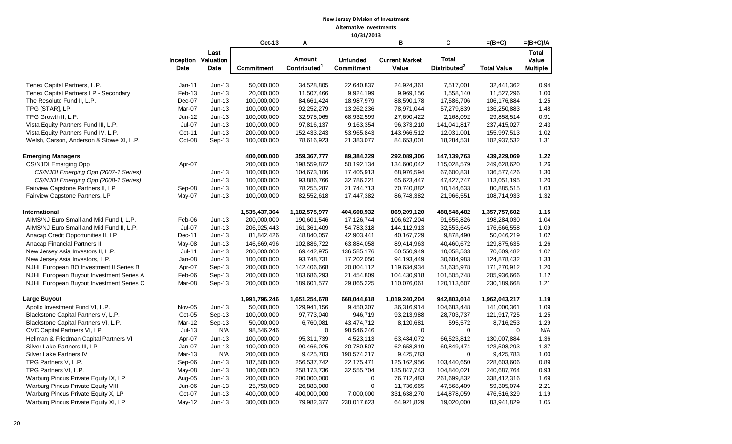**New Jersey Division of Investment**
**Alternative Investments**
**10/31/2013**

| | Inception Date | Last Valuation Date | Oct-13 Commitment | A Amount Contributed[1] | Unfunded Commitment | B Current Market Value | C Total Distributed[2] | =(B+C) Total Value | =(B+C)/A Total Value Multiple |
|---|---|---|---|---|---|---|---|---|---|
| Tenex Capital Partners, L.P. | Jan-11 | Jun-13 | 50,000,000 | 34,528,805 | 22,640,837 | 24,924,361 | 7,517,001 | 32,441,362 | 0.94 |
| Tenex Capital Partners LP - Secondary | Feb-13 | Jun-13 | 20,000,000 | 11,507,466 | 9,924,199 | 9,969,156 | 1,558,140 | 11,527,296 | 1.00 |
| The Resolute Fund II, L.P. | Dec-07 | Jun-13 | 100,000,000 | 84,661,424 | 18,987,979 | 88,590,178 | 17,586,706 | 106,176,884 | 1.25 |
| TPG [STAR], LP | Mar-07 | Jun-13 | 100,000,000 | 92,252,279 | 13,262,236 | 78,971,044 | 57,279,839 | 136,250,883 | 1.48 |
| TPG Growth II, L.P. | Jun-12 | Jun-13 | 100,000,000 | 32,975,065 | 68,932,599 | 27,690,422 | 2,168,092 | 29,858,514 | 0.91 |
| Vista Equity Partners Fund III, L.P. | Jul-07 | Jun-13 | 100,000,000 | 97,816,137 | 9,163,354 | 96,373,210 | 141,041,817 | 237,415,027 | 2.43 |
| Vista Equity Partners Fund IV, L.P. | Oct-11 | Jun-13 | 200,000,000 | 152,433,243 | 53,965,843 | 143,966,512 | 12,031,001 | 155,997,513 | 1.02 |
| Welsh, Carson, Anderson & Stowe XI, L.P. | Oct-08 | Sep-13 | 100,000,000 | 78,616,923 | 21,383,077 | 84,653,001 | 18,284,531 | 102,937,532 | 1.31 |
| **Emerging Managers** | | | **400,000,000** | **359,367,777** | **89,384,229** | **292,089,306** | **147,139,763** | **439,229,069** | **1.22** |
| CS/NJDI Emerging Opp | Apr-07 | | 200,000,000 | 198,559,872 | 50,192,134 | 134,600,042 | 115,028,579 | 249,628,620 | 1.26 |
| *CS/NJDI Emerging Opp (2007-1 Series)* | | Jun-13 | 100,000,000 | 104,673,106 | 17,405,913 | 68,976,594 | 67,600,831 | 136,577,426 | 1.30 |
| *CS/NJDI Emerging Opp (2008-1 Series)* | | Jun-13 | 100,000,000 | 93,886,766 | 32,786,221 | 65,623,447 | 47,427,747 | 113,051,195 | 1.20 |
| Fairview Capstone Partners II, LP | Sep-08 | Jun-13 | 100,000,000 | 78,255,287 | 21,744,713 | 70,740,882 | 10,144,633 | 80,885,515 | 1.03 |
| Fairview Capstone Partners, LP | May-07 | Jun-13 | 100,000,000 | 82,552,618 | 17,447,382 | 86,748,382 | 21,966,551 | 108,714,933 | 1.32 |
| **International** | | | **1,535,437,364** | **1,182,575,977** | **404,608,932** | **869,209,120** | **488,548,482** | **1,357,757,602** | **1.15** |
| AIMS/NJ Euro Small and Mid Fund I, L.P. | Feb-06 | Jun-13 | 200,000,000 | 190,601,546 | 17,126,744 | 106,627,204 | 91,656,826 | 198,284,030 | 1.04 |
| AIMS/NJ Euro Small and Mid Fund II, L.P. | Jul-07 | Jun-13 | 206,925,443 | 161,361,409 | 54,783,318 | 144,112,913 | 32,553,645 | 176,666,558 | 1.09 |
| Anacap Credit Opportunities II, LP | Dec-11 | Jun-13 | 81,842,426 | 48,840,057 | 42,903,441 | 40,167,729 | 9,878,490 | 50,046,219 | 1.02 |
| Anacap Financial Partners II | May-08 | Jun-13 | 146,669,496 | 102,886,722 | 63,884,058 | 89,414,963 | 40,460,672 | 129,875,635 | 1.26 |
| New Jersey Asia Investors II, L.P. | Jul-11 | Jun-13 | 200,000,000 | 69,442,975 | 136,585,176 | 60,550,949 | 10,058,533 | 70,609,482 | 1.02 |
| New Jersey Asia Investors, L.P. | Jan-08 | Jun-13 | 100,000,000 | 93,748,731 | 17,202,050 | 94,193,449 | 30,684,983 | 124,878,432 | 1.33 |
| NJHL European BO Investment II Series B | Apr-07 | Sep-13 | 200,000,000 | 142,406,668 | 20,804,112 | 119,634,934 | 51,635,978 | 171,270,912 | 1.20 |
| NJHL European Buyout Investment Series A | Feb-06 | Sep-13 | 200,000,000 | 183,686,293 | 21,454,809 | 104,430,918 | 101,505,748 | 205,936,666 | 1.12 |
| NJHL European Buyout Investment Series C | Mar-08 | Sep-13 | 200,000,000 | 189,601,577 | 29,865,225 | 110,076,061 | 120,113,607 | 230,189,668 | 1.21 |
| **Large Buyout** | | | **1,991,796,246** | **1,651,254,678** | **668,044,618** | **1,019,240,204** | **942,803,014** | **1,962,043,217** | **1.19** |
| Apollo Investment Fund VI, L.P. | Nov-05 | Jun-13 | 50,000,000 | 129,941,156 | 9,450,307 | 36,316,914 | 104,683,448 | 141,000,361 | 1.09 |
| Blackstone Capital Partners V, L.P. | Oct-05 | Sep-13 | 100,000,000 | 97,773,040 | 946,719 | 93,213,988 | 28,703,737 | 121,917,725 | 1.25 |
| Blackstone Capital Partners VI, L.P. | Mar-12 | Sep-13 | 50,000,000 | 6,760,081 | 43,474,712 | 8,120,681 | 595,572 | 8,716,253 | 1.29 |
| CVC Capital Partners VI, LP | Jul-13 | N/A | 98,546,246 | 0 | 98,546,246 | 0 | 0 | 0 | N/A |
| Hellman & Friedman Capital Partners VI | Apr-07 | Jun-13 | 100,000,000 | 95,311,739 | 4,523,113 | 63,484,072 | 66,523,812 | 130,007,884 | 1.36 |
| Silver Lake Partners III, LP | Jan-07 | Jun-13 | 100,000,000 | 90,466,025 | 20,780,507 | 62,658,819 | 60,849,474 | 123,508,293 | 1.37 |
| Silver Lake Partners IV | Mar-13 | N/A | 200,000,000 | 9,425,783 | 190,574,217 | 9,425,783 | 0 | 9,425,783 | 1.00 |
| TPG Partners V, L.P. | Sep-06 | Jun-13 | 187,500,000 | 256,537,742 | 22,175,471 | 125,162,956 | 103,440,650 | 228,603,606 | 0.89 |
| TPG Partners VI, L.P. | May-08 | Jun-13 | 180,000,000 | 258,173,736 | 32,555,704 | 135,847,743 | 104,840,021 | 240,687,764 | 0.93 |
| Warburg Pincus Private Equity IX, LP | Aug-05 | Jun-13 | 200,000,000 | 200,000,000 | 0 | 76,712,483 | 261,699,832 | 338,412,316 | 1.69 |
| Warburg Pincus Private Equity VIII | Jun-06 | Jun-13 | 25,750,000 | 26,883,000 | 0 | 11,736,665 | 47,568,409 | 59,305,074 | 2.21 |
| Warburg Pincus Private Equity X, LP | Oct-07 | Jun-13 | 400,000,000 | 400,000,000 | 7,000,000 | 331,638,270 | 144,878,059 | 476,516,329 | 1.19 |
| Warburg Pincus Private Equity XI, LP | May-12 | Jun-13 | 300,000,000 | 79,982,377 | 238,017,623 | 64,921,829 | 19,020,000 | 83,941,829 | 1.05 |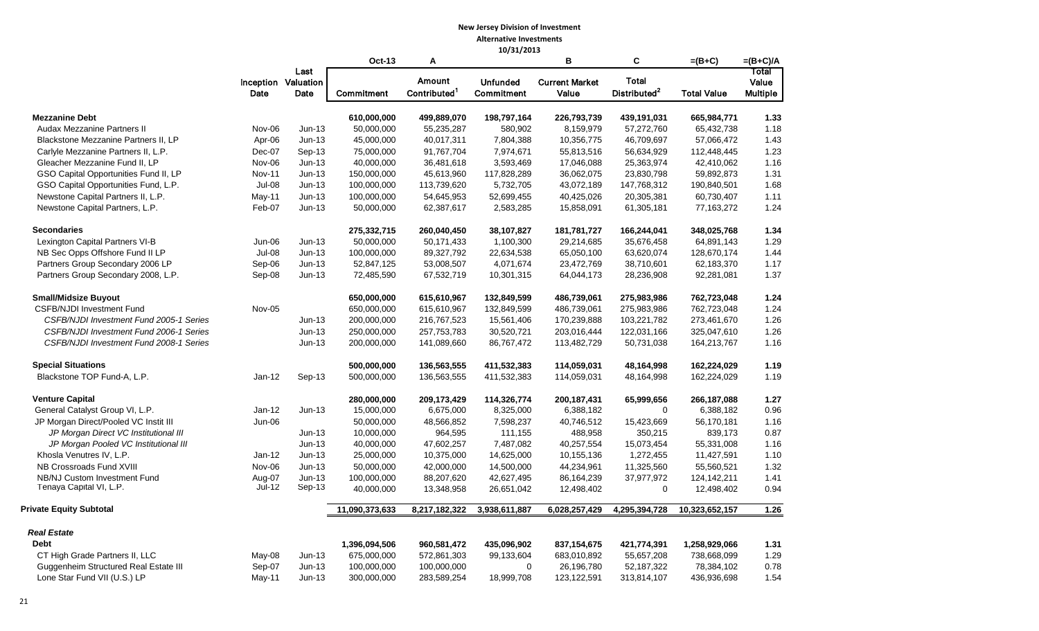**New Jersey Division of Investment**

**Alternative Investments**

**10/31/2013**

| | Inception Date | Last Valuation Date | Oct-13 Commitment | A Amount Contributed[1] | Unfunded Commitment | B Current Market Value | C Total Distributed[2] | =(B+C) Total Value | =(B+C)/A Total Value Multiple |
|---|---|---|---|---|---|---|---|---|---|
| **Mezzanine Debt** | | | **610,000,000** | **499,889,070** | **198,797,164** | **226,793,739** | **439,191,031** | **665,984,771** | **1.33** |
| Audax Mezzanine Partners II | Nov-06 | Jun-13 | 50,000,000 | 55,235,287 | 580,902 | 8,159,979 | 57,272,760 | 65,432,738 | 1.18 |
| Blackstone Mezzanine Partners II, LP | Apr-06 | Jun-13 | 45,000,000 | 40,017,311 | 7,804,388 | 10,356,775 | 46,709,697 | 57,066,472 | 1.43 |
| Carlyle Mezzanine Partners II, L.P. | Dec-07 | Sep-13 | 75,000,000 | 91,767,704 | 7,974,671 | 55,813,516 | 56,634,929 | 112,448,445 | 1.23 |
| Gleacher Mezzanine Fund II, LP | Nov-06 | Jun-13 | 40,000,000 | 36,481,618 | 3,593,469 | 17,046,088 | 25,363,974 | 42,410,062 | 1.16 |
| GSO Capital Opportunities Fund II, LP | Nov-11 | Jun-13 | 150,000,000 | 45,613,960 | 117,828,289 | 36,062,075 | 23,830,798 | 59,892,873 | 1.31 |
| GSO Capital Opportunities Fund, L.P. | Jul-08 | Jun-13 | 100,000,000 | 113,739,620 | 5,732,705 | 43,072,189 | 147,768,312 | 190,840,501 | 1.68 |
| Newstone Capital Partners II, L.P. | May-11 | Jun-13 | 100,000,000 | 54,645,953 | 52,699,455 | 40,425,026 | 20,305,381 | 60,730,407 | 1.11 |
| Newstone Capital Partners, L.P. | Feb-07 | Jun-13 | 50,000,000 | 62,387,617 | 2,583,285 | 15,858,091 | 61,305,181 | 77,163,272 | 1.24 |
| **Secondaries** | | | **275,332,715** | **260,040,450** | **38,107,827** | **181,781,727** | **166,244,041** | **348,025,768** | **1.34** |
| Lexington Capital Partners VI-B | Jun-06 | Jun-13 | 50,000,000 | 50,171,433 | 1,100,300 | 29,214,685 | 35,676,458 | 64,891,143 | 1.29 |
| NB Sec Opps Offshore Fund II LP | Jul-08 | Jun-13 | 100,000,000 | 89,327,792 | 22,634,538 | 65,050,100 | 63,620,074 | 128,670,174 | 1.44 |
| Partners Group Secondary 2006 LP | Sep-06 | Jun-13 | 52,847,125 | 53,008,507 | 4,071,674 | 23,472,769 | 38,710,601 | 62,183,370 | 1.17 |
| Partners Group Secondary 2008, L.P. | Sep-08 | Jun-13 | 72,485,590 | 67,532,719 | 10,301,315 | 64,044,173 | 28,236,908 | 92,281,081 | 1.37 |
| **Small/Midsize Buyout** | | | **650,000,000** | **615,610,967** | **132,849,599** | **486,739,061** | **275,983,986** | **762,723,048** | **1.24** |
| CSFB/NJDI Investment Fund | Nov-05 | | 650,000,000 | 615,610,967 | 132,849,599 | 486,739,061 | 275,983,986 | 762,723,048 | 1.24 |
| *CSFB/NJDI Investment Fund 2005-1 Series* | | Jun-13 | 200,000,000 | 216,767,523 | 15,561,406 | 170,239,888 | 103,221,782 | 273,461,670 | 1.26 |
| *CSFB/NJDI Investment Fund 2006-1 Series* | | Jun-13 | 250,000,000 | 257,753,783 | 30,520,721 | 203,016,444 | 122,031,166 | 325,047,610 | 1.26 |
| *CSFB/NJDI Investment Fund 2008-1 Series* | | Jun-13 | 200,000,000 | 141,089,660 | 86,767,472 | 113,482,729 | 50,731,038 | 164,213,767 | 1.16 |
| **Special Situations** | | | **500,000,000** | **136,563,555** | **411,532,383** | **114,059,031** | **48,164,998** | **162,224,029** | **1.19** |
| Blackstone TOP Fund-A, L.P. | Jan-12 | Sep-13 | 500,000,000 | 136,563,555 | 411,532,383 | 114,059,031 | 48,164,998 | 162,224,029 | 1.19 |
| **Venture Capital** | | | **280,000,000** | **209,173,429** | **114,326,774** | **200,187,431** | **65,999,656** | **266,187,088** | **1.27** |
| General Catalyst Group VI, L.P. | Jan-12 | Jun-13 | 15,000,000 | 6,675,000 | 8,325,000 | 6,388,182 | 0 | 6,388,182 | 0.96 |
| JP Morgan Direct/Pooled VC Instit III | Jun-06 | | 50,000,000 | 48,566,852 | 7,598,237 | 40,746,512 | 15,423,669 | 56,170,181 | 1.16 |
| *JP Morgan Direct VC Institutional III* | | Jun-13 | 10,000,000 | 964,595 | 111,155 | 488,958 | 350,215 | 839,173 | 0.87 |
| *JP Morgan Pooled VC Institutional III* | | Jun-13 | 40,000,000 | 47,602,257 | 7,487,082 | 40,257,554 | 15,073,454 | 55,331,008 | 1.16 |
| Khosla Venutres IV, L.P. | Jan-12 | Jun-13 | 25,000,000 | 10,375,000 | 14,625,000 | 10,155,136 | 1,272,455 | 11,427,591 | 1.10 |
| NB Crossroads Fund XVIII | Nov-06 | Jun-13 | 50,000,000 | 42,000,000 | 14,500,000 | 44,234,961 | 11,325,560 | 55,560,521 | 1.32 |
| NB/NJ Custom Investment Fund | Aug-07 | Jun-13 | 100,000,000 | 88,207,620 | 42,627,495 | 86,164,239 | 37,977,972 | 124,142,211 | 1.41 |
| Tenaya Capital VI, L.P. | Jul-12 | Sep-13 | 40,000,000 | 13,348,958 | 26,651,042 | 12,498,402 | 0 | 12,498,402 | 0.94 |
| **Private Equity Subtotal** | | | **11,090,373,633** | **8,217,182,322** | **3,938,611,887** | **6,028,257,429** | **4,295,394,728** | **10,323,652,157** | **1.26** |
| ***Real Estate*** | | | | | | | | | |
| **Debt** | | | **1,396,094,506** | **960,581,472** | **435,096,902** | **837,154,675** | **421,774,391** | **1,258,929,066** | **1.31** |
| CT High Grade Partners II, LLC | May-08 | Jun-13 | 675,000,000 | 572,861,303 | 99,133,604 | 683,010,892 | 55,657,208 | 738,668,099 | 1.29 |
| Guggenheim Structured Real Estate III | Sep-07 | Jun-13 | 100,000,000 | 100,000,000 | 0 | 26,196,780 | 52,187,322 | 78,384,102 | 0.78 |
| Lone Star Fund VII (U.S.) LP | May-11 | Jun-13 | 300,000,000 | 283,589,254 | 18,999,708 | 123,122,591 | 313,814,107 | 436,936,698 | 1.54 |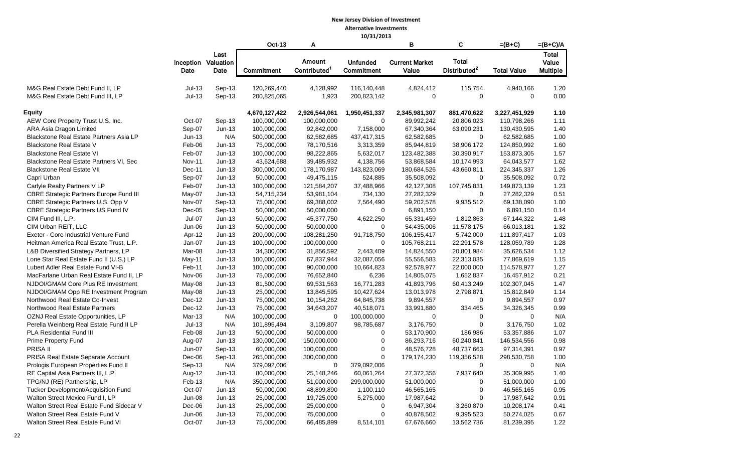**New Jersey Division of Investment**

**Alternative Investments**

**10/31/2013**

| | Inception Date | Last Valuation Date | Oct-13 Commitment | A Amount Contributed[1] | Unfunded Commitment | B Current Market Value | C Total Distributed[2] | =(B+C) Total Value | =(B+C)/A Total Value Multiple |
|---|---|---|---|---|---|---|---|---|---|
| M&G Real Estate Debt Fund II, LP | Jul-13 | Sep-13 | 120,269,440 | 4,128,992 | 116,140,448 | 4,824,412 | 115,754 | 4,940,166 | 1.20 |
| M&G Real Estate Debt Fund III, LP | Jul-13 | Sep-13 | 200,825,065 | 1,923 | 200,823,142 | 0 | 0 | 0 | 0.00 |
| **Equity** | | | **4,670,127,422** | **2,926,544,061** | **1,950,451,337** | **2,345,981,307** | **881,470,622** | **3,227,451,929** | **1.10** |
| AEW Core Property Trust U.S. Inc. | Oct-07 | Sep-13 | 100,000,000 | 100,000,000 | 0 | 89,992,242 | 20,806,023 | 110,798,266 | 1.11 |
| ARA Asia Dragon Limited | Sep-07 | Jun-13 | 100,000,000 | 92,842,000 | 7,158,000 | 67,340,364 | 63,090,231 | 130,430,595 | 1.40 |
| Blackstone Real Estate Partners Asia LP | Jun-13 | N/A | 500,000,000 | 62,582,685 | 437,417,315 | 62,582,685 | 0 | 62,582,685 | 1.00 |
| Blackstone Real Estate V | Feb-06 | Jun-13 | 75,000,000 | 78,170,516 | 3,313,359 | 85,944,819 | 38,906,172 | 124,850,992 | 1.60 |
| Blackstone Real Estate VI | Feb-07 | Jun-13 | 100,000,000 | 98,222,865 | 5,632,017 | 123,482,388 | 30,390,917 | 153,873,305 | 1.57 |
| Blackstone Real Estate Partners VI, Sec | Nov-11 | Jun-13 | 43,624,688 | 39,485,932 | 4,138,756 | 53,868,584 | 10,174,993 | 64,043,577 | 1.62 |
| Blackstone Real Estate VII | Dec-11 | Jun-13 | 300,000,000 | 178,170,987 | 143,823,069 | 180,684,526 | 43,660,811 | 224,345,337 | 1.26 |
| Capri Urban | Sep-07 | Jun-13 | 50,000,000 | 49,475,115 | 524,885 | 35,508,092 | 0 | 35,508,092 | 0.72 |
| Carlyle Realty Partners V LP | Feb-07 | Jun-13 | 100,000,000 | 121,584,207 | 37,488,966 | 42,127,308 | 107,745,831 | 149,873,139 | 1.23 |
| CBRE Strategic Partners Europe Fund III | May-07 | Jun-13 | 54,715,234 | 53,981,104 | 734,130 | 27,282,329 | 0 | 27,282,329 | 0.51 |
| CBRE Strategic Partners U.S. Opp V | Nov-07 | Sep-13 | 75,000,000 | 69,388,002 | 7,564,490 | 59,202,578 | 9,935,512 | 69,138,090 | 1.00 |
| CBRE Strategic Partners US Fund IV | Dec-05 | Sep-13 | 50,000,000 | 50,000,000 | 0 | 6,891,150 | 0 | 6,891,150 | 0.14 |
| CIM Fund III, L.P. | Jul-07 | Jun-13 | 50,000,000 | 45,377,750 | 4,622,250 | 65,331,459 | 1,812,863 | 67,144,322 | 1.48 |
| CIM Urban REIT, LLC | Jun-06 | Jun-13 | 50,000,000 | 50,000,000 | 0 | 54,435,006 | 11,578,175 | 66,013,181 | 1.32 |
| Exeter - Core Industrial Venture Fund | Apr-12 | Jun-13 | 200,000,000 | 108,281,250 | 91,718,750 | 106,155,417 | 5,742,000 | 111,897,417 | 1.03 |
| Heitman America Real Estate Trust, L.P. | Jan-07 | Jun-13 | 100,000,000 | 100,000,000 | 0 | 105,768,211 | 22,291,578 | 128,059,789 | 1.28 |
| L&B Diversified Strategy Partners, LP | Mar-08 | Jun-13 | 34,300,000 | 31,856,592 | 2,443,409 | 14,824,550 | 20,801,984 | 35,626,534 | 1.12 |
| Lone Star Real Estate Fund II (U.S.) LP | May-11 | Jun-13 | 100,000,000 | 67,837,944 | 32,087,056 | 55,556,583 | 22,313,035 | 77,869,619 | 1.15 |
| Lubert Adler Real Estate Fund VI-B | Feb-11 | Jun-13 | 100,000,000 | 90,000,000 | 10,664,823 | 92,578,977 | 22,000,000 | 114,578,977 | 1.27 |
| MacFarlane Urban Real Estate Fund II, LP | Nov-06 | Jun-13 | 75,000,000 | 76,652,840 | 6,236 | 14,805,075 | 1,652,837 | 16,457,912 | 0.21 |
| NJDOI/GMAM Core Plus RE Investment | May-08 | Jun-13 | 81,500,000 | 69,531,563 | 16,771,283 | 41,893,796 | 60,413,249 | 102,307,045 | 1.47 |
| NJDOI/GMAM Opp RE Investment Program | May-08 | Jun-13 | 25,000,000 | 13,845,595 | 10,427,624 | 13,013,978 | 2,798,871 | 15,812,849 | 1.14 |
| Northwood Real Estate Co-Invest | Dec-12 | Jun-13 | 75,000,000 | 10,154,262 | 64,845,738 | 9,894,557 | 0 | 9,894,557 | 0.97 |
| Northwood Real Estate Partners | Dec-12 | Jun-13 | 75,000,000 | 34,643,207 | 40,518,071 | 33,991,880 | 334,465 | 34,326,345 | 0.99 |
| OZNJ Real Estate Opportunities, LP | Mar-13 | N/A | 100,000,000 | 0 | 100,000,000 | 0 | 0 | 0 | N/A |
| Perella Weinberg Real Estate Fund II LP | Jul-13 | N/A | 101,895,494 | 3,109,807 | 98,785,687 | 3,176,750 | 0 | 3,176,750 | 1.02 |
| PLA Residential Fund III | Feb-08 | Jun-13 | 50,000,000 | 50,000,000 | 0 | 53,170,900 | 186,986 | 53,357,886 | 1.07 |
| Prime Property Fund | Aug-07 | Jun-13 | 130,000,000 | 150,000,000 | 0 | 86,293,716 | 60,240,841 | 146,534,556 | 0.98 |
| PRISA II | Jun-07 | Sep-13 | 60,000,000 | 100,000,000 | 0 | 48,576,728 | 48,737,663 | 97,314,391 | 0.97 |
| PRISA Real Estate Separate Account | Dec-06 | Sep-13 | 265,000,000 | 300,000,000 | 0 | 179,174,230 | 119,356,528 | 298,530,758 | 1.00 |
| Prologis European Properties Fund II | Sep-13 | N/A | 379,092,006 | 0 | 379,092,006 | | 0 | 0 | N/A |
| RE Capital Asia Partners III, L.P. | Aug-12 | Jun-13 | 80,000,000 | 25,148,246 | 60,061,264 | 27,372,356 | 7,937,640 | 35,309,995 | 1.40 |
| TPG/NJ (RE) Partnership, LP | Feb-13 | N/A | 350,000,000 | 51,000,000 | 299,000,000 | 51,000,000 | 0 | 51,000,000 | 1.00 |
| Tucker Development/Acquisition Fund | Oct-07 | Jun-13 | 50,000,000 | 48,899,890 | 1,100,110 | 46,565,165 | 0 | 46,565,165 | 0.95 |
| Walton Street Mexico Fund I, LP | Jun-08 | Jun-13 | 25,000,000 | 19,725,000 | 5,275,000 | 17,987,642 | 0 | 17,987,642 | 0.91 |
| Walton Street Real Estate Fund Sidecar V | Dec-06 | Jun-13 | 25,000,000 | 25,000,000 | 0 | 6,947,304 | 3,260,870 | 10,208,174 | 0.41 |
| Walton Street Real Estate Fund V | Jun-06 | Jun-13 | 75,000,000 | 75,000,000 | 0 | 40,878,502 | 9,395,523 | 50,274,025 | 0.67 |
| Walton Street Real Estate Fund VI | Oct-07 | Jun-13 | 75,000,000 | 66,485,899 | 8,514,101 | 67,676,660 | 13,562,736 | 81,239,395 | 1.22 |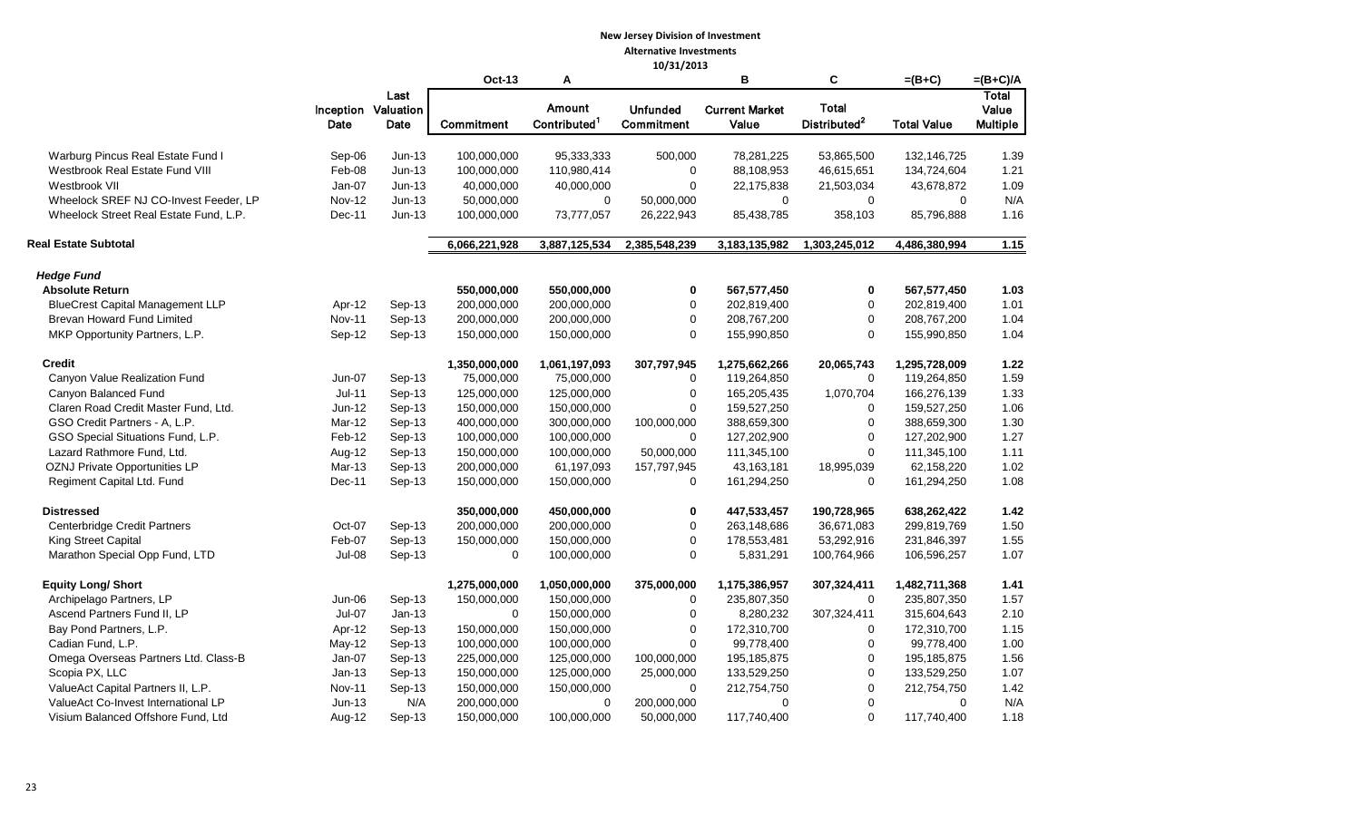**New Jersey Division of Investment**
**Alternative Investments**
**10/31/2013**

| | Inception Date | Last Valuation Date | Oct-13<br>Commitment | A<br>Amount Contributed[1] | Unfunded Commitment | B<br>Current Market Value | C<br>Total Distributed[2] | =(B+C)<br>Total Value | =(B+C)/A<br>Total Value Multiple |
|---|---|---|---|---|---|---|---|---|---|
| Warburg Pincus Real Estate Fund I | Sep-06 | Jun-13 | 100,000,000 | 95,333,333 | 500,000 | 78,281,225 | 53,865,500 | 132,146,725 | 1.39 |
| Westbrook Real Estate Fund VIII | Feb-08 | Jun-13 | 100,000,000 | 110,980,414 | 0 | 88,108,953 | 46,615,651 | 134,724,604 | 1.21 |
| Westbrook VII | Jan-07 | Jun-13 | 40,000,000 | 40,000,000 | 0 | 22,175,838 | 21,503,034 | 43,678,872 | 1.09 |
| Wheelock SREF NJ CO-Invest Feeder, LP | Nov-12 | Jun-13 | 50,000,000 | 0 | 50,000,000 | 0 | 0 | 0 | N/A |
| Wheelock Street Real Estate Fund, L.P. | Dec-11 | Jun-13 | 100,000,000 | 73,777,057 | 26,222,943 | 85,438,785 | 358,103 | 85,796,888 | 1.16 |
| **Real Estate Subtotal** | | | **6,066,221,928** | **3,887,125,534** | **2,385,548,239** | **3,183,135,982** | **1,303,245,012** | **4,486,380,994** | **1.15** |
| ***Hedge Fund*** | | | | | | | | | |
| **Absolute Return** | | | **550,000,000** | **550,000,000** | **0** | **567,577,450** | **0** | **567,577,450** | **1.03** |
| BlueCrest Capital Management LLP | Apr-12 | Sep-13 | 200,000,000 | 200,000,000 | 0 | 202,819,400 | 0 | 202,819,400 | 1.01 |
| Brevan Howard Fund Limited | Nov-11 | Sep-13 | 200,000,000 | 200,000,000 | 0 | 208,767,200 | 0 | 208,767,200 | 1.04 |
| MKP Opportunity Partners, L.P. | Sep-12 | Sep-13 | 150,000,000 | 150,000,000 | 0 | 155,990,850 | 0 | 155,990,850 | 1.04 |
| **Credit** | | | **1,350,000,000** | **1,061,197,093** | **307,797,945** | **1,275,662,266** | **20,065,743** | **1,295,728,009** | **1.22** |
| Canyon Value Realization Fund | Jun-07 | Sep-13 | 75,000,000 | 75,000,000 | 0 | 119,264,850 | 0 | 119,264,850 | 1.59 |
| Canyon Balanced Fund | Jul-11 | Sep-13 | 125,000,000 | 125,000,000 | 0 | 165,205,435 | 1,070,704 | 166,276,139 | 1.33 |
| Claren Road Credit Master Fund, Ltd. | Jun-12 | Sep-13 | 150,000,000 | 150,000,000 | 0 | 159,527,250 | 0 | 159,527,250 | 1.06 |
| GSO Credit Partners - A, L.P. | Mar-12 | Sep-13 | 400,000,000 | 300,000,000 | 100,000,000 | 388,659,300 | 0 | 388,659,300 | 1.30 |
| GSO Special Situations Fund, L.P. | Feb-12 | Sep-13 | 100,000,000 | 100,000,000 | 0 | 127,202,900 | 0 | 127,202,900 | 1.27 |
| Lazard Rathmore Fund, Ltd. | Aug-12 | Sep-13 | 150,000,000 | 100,000,000 | 50,000,000 | 111,345,100 | 0 | 111,345,100 | 1.11 |
| OZNJ Private Opportunities LP | Mar-13 | Sep-13 | 200,000,000 | 61,197,093 | 157,797,945 | 43,163,181 | 18,995,039 | 62,158,220 | 1.02 |
| Regiment Capital Ltd. Fund | Dec-11 | Sep-13 | 150,000,000 | 150,000,000 | 0 | 161,294,250 | 0 | 161,294,250 | 1.08 |
| **Distressed** | | | **350,000,000** | **450,000,000** | **0** | **447,533,457** | **190,728,965** | **638,262,422** | **1.42** |
| Centerbridge Credit Partners | Oct-07 | Sep-13 | 200,000,000 | 200,000,000 | 0 | 263,148,686 | 36,671,083 | 299,819,769 | 1.50 |
| King Street Capital | Feb-07 | Sep-13 | 150,000,000 | 150,000,000 | 0 | 178,553,481 | 53,292,916 | 231,846,397 | 1.55 |
| Marathon Special Opp Fund, LTD | Jul-08 | Sep-13 | 0 | 100,000,000 | 0 | 5,831,291 | 100,764,966 | 106,596,257 | 1.07 |
| **Equity Long/ Short** | | | **1,275,000,000** | **1,050,000,000** | **375,000,000** | **1,175,386,957** | **307,324,411** | **1,482,711,368** | **1.41** |
| Archipelago Partners, LP | Jun-06 | Sep-13 | 150,000,000 | 150,000,000 | 0 | 235,807,350 | 0 | 235,807,350 | 1.57 |
| Ascend Partners Fund II, LP | Jul-07 | Jan-13 | 0 | 150,000,000 | 0 | 8,280,232 | 307,324,411 | 315,604,643 | 2.10 |
| Bay Pond Partners, L.P. | Apr-12 | Sep-13 | 150,000,000 | 150,000,000 | 0 | 172,310,700 | 0 | 172,310,700 | 1.15 |
| Cadian Fund, L.P. | May-12 | Sep-13 | 100,000,000 | 100,000,000 | 0 | 99,778,400 | 0 | 99,778,400 | 1.00 |
| Omega Overseas Partners Ltd. Class-B | Jan-07 | Sep-13 | 225,000,000 | 125,000,000 | 100,000,000 | 195,185,875 | 0 | 195,185,875 | 1.56 |
| Scopia PX, LLC | Jan-13 | Sep-13 | 150,000,000 | 125,000,000 | 25,000,000 | 133,529,250 | 0 | 133,529,250 | 1.07 |
| ValueAct Capital Partners II, L.P. | Nov-11 | Sep-13 | 150,000,000 | 150,000,000 | 0 | 212,754,750 | 0 | 212,754,750 | 1.42 |
| ValueAct Co-Invest International LP | Jun-13 | N/A | 200,000,000 | 0 | 200,000,000 | 0 | 0 | 0 | N/A |
| Visium Balanced Offshore Fund, Ltd | Aug-12 | Sep-13 | 150,000,000 | 100,000,000 | 50,000,000 | 117,740,400 | 0 | 117,740,400 | 1.18 |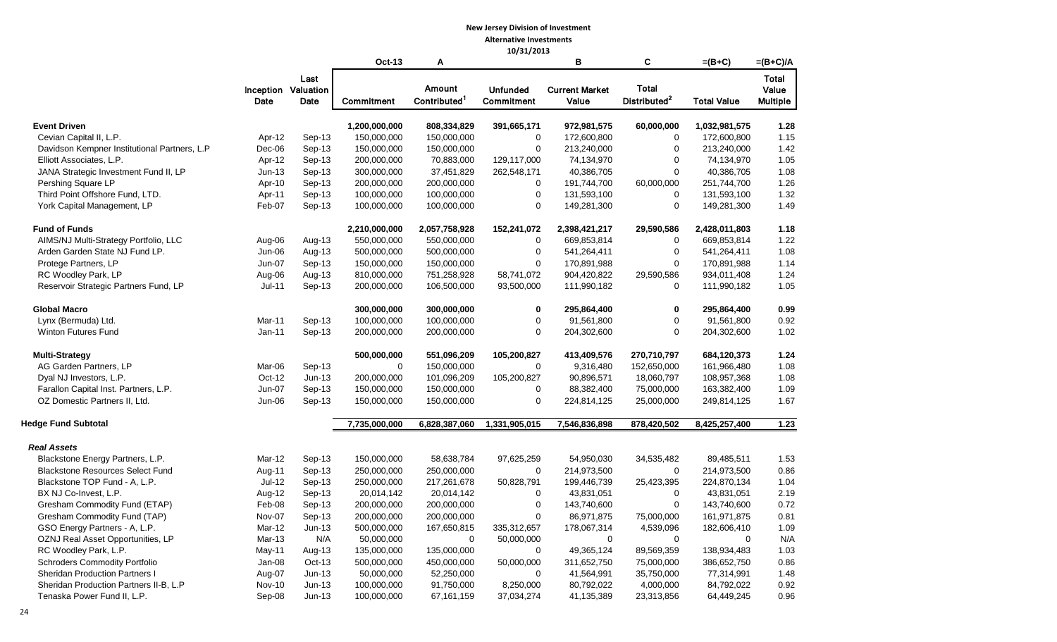**New Jersey Division of Investment**

**Alternative Investments**

**10/31/2013**

| | Inception Date | Last Valuation Date | Oct-13 Commitment | A Amount Contributed[1] | Unfunded Commitment | B Current Market Value | C Total Distributed[2] | =(B+C) Total Value | =(B+C)/A Total Value Multiple |
|---|---|---|---|---|---|---|---|---|---|
| **Event Driven** | | | **1,200,000,000** | **808,334,829** | **391,665,171** | **972,981,575** | **60,000,000** | **1,032,981,575** | **1.28** |
| Cevian Capital II, L.P. | Apr-12 | Sep-13 | 150,000,000 | 150,000,000 | 0 | 172,600,800 | 0 | 172,600,800 | 1.15 |
| Davidson Kempner Institutional Partners, L.P | Dec-06 | Sep-13 | 150,000,000 | 150,000,000 | 0 | 213,240,000 | 0 | 213,240,000 | 1.42 |
| Elliott Associates, L.P. | Apr-12 | Sep-13 | 200,000,000 | 70,883,000 | 129,117,000 | 74,134,970 | 0 | 74,134,970 | 1.05 |
| JANA Strategic Investment Fund II, LP | Jun-13 | Sep-13 | 300,000,000 | 37,451,829 | 262,548,171 | 40,386,705 | 0 | 40,386,705 | 1.08 |
| Pershing Square LP | Apr-10 | Sep-13 | 200,000,000 | 200,000,000 | 0 | 191,744,700 | 60,000,000 | 251,744,700 | 1.26 |
| Third Point Offshore Fund, LTD. | Apr-11 | Sep-13 | 100,000,000 | 100,000,000 | 0 | 131,593,100 | 0 | 131,593,100 | 1.32 |
| York Capital Management, LP | Feb-07 | Sep-13 | 100,000,000 | 100,000,000 | 0 | 149,281,300 | 0 | 149,281,300 | 1.49 |
| **Fund of Funds** | | | **2,210,000,000** | **2,057,758,928** | **152,241,072** | **2,398,421,217** | **29,590,586** | **2,428,011,803** | **1.18** |
| AIMS/NJ Multi-Strategy Portfolio, LLC | Aug-06 | Aug-13 | 550,000,000 | 550,000,000 | 0 | 669,853,814 | 0 | 669,853,814 | 1.22 |
| Arden Garden State NJ Fund LP. | Jun-06 | Aug-13 | 500,000,000 | 500,000,000 | 0 | 541,264,411 | 0 | 541,264,411 | 1.08 |
| Protege Partners, LP | Jun-07 | Sep-13 | 150,000,000 | 150,000,000 | 0 | 170,891,988 | 0 | 170,891,988 | 1.14 |
| RC Woodley Park, LP | Aug-06 | Aug-13 | 810,000,000 | 751,258,928 | 58,741,072 | 904,420,822 | 29,590,586 | 934,011,408 | 1.24 |
| Reservoir Strategic Partners Fund, LP | Jul-11 | Sep-13 | 200,000,000 | 106,500,000 | 93,500,000 | 111,990,182 | 0 | 111,990,182 | 1.05 |
| **Global Macro** | | | **300,000,000** | **300,000,000** | **0** | **295,864,400** | **0** | **295,864,400** | **0.99** |
| Lynx (Bermuda) Ltd. | Mar-11 | Sep-13 | 100,000,000 | 100,000,000 | 0 | 91,561,800 | 0 | 91,561,800 | 0.92 |
| Winton Futures Fund | Jan-11 | Sep-13 | 200,000,000 | 200,000,000 | 0 | 204,302,600 | 0 | 204,302,600 | 1.02 |
| **Multi-Strategy** | | | **500,000,000** | **551,096,209** | **105,200,827** | **413,409,576** | **270,710,797** | **684,120,373** | **1.24** |
| AG Garden Partners, LP | Mar-06 | Sep-13 | 0 | 150,000,000 | 0 | 9,316,480 | 152,650,000 | 161,966,480 | 1.08 |
| Dyal NJ Investors, L.P. | Oct-12 | Jun-13 | 200,000,000 | 101,096,209 | 105,200,827 | 90,896,571 | 18,060,797 | 108,957,368 | 1.08 |
| Farallon Capital Inst. Partners, L.P. | Jun-07 | Sep-13 | 150,000,000 | 150,000,000 | 0 | 88,382,400 | 75,000,000 | 163,382,400 | 1.09 |
| OZ Domestic Partners II, Ltd. | Jun-06 | Sep-13 | 150,000,000 | 150,000,000 | 0 | 224,814,125 | 25,000,000 | 249,814,125 | 1.67 |
| **Hedge Fund Subtotal** | | | **7,735,000,000** | **6,828,387,060** | **1,331,905,015** | **7,546,836,898** | **878,420,502** | **8,425,257,400** | **1.23** |
| ***Real Assets*** | | | | | | | | | |
| Blackstone Energy Partners, L.P. | Mar-12 | Sep-13 | 150,000,000 | 58,638,784 | 97,625,259 | 54,950,030 | 34,535,482 | 89,485,511 | 1.53 |
| Blackstone Resources Select Fund | Aug-11 | Sep-13 | 250,000,000 | 250,000,000 | 0 | 214,973,500 | 0 | 214,973,500 | 0.86 |
| Blackstone TOP Fund - A, L.P. | Jul-12 | Sep-13 | 250,000,000 | 217,261,678 | 50,828,791 | 199,446,739 | 25,423,395 | 224,870,134 | 1.04 |
| BX NJ Co-Invest, L.P. | Aug-12 | Sep-13 | 20,014,142 | 20,014,142 | 0 | 43,831,051 | 0 | 43,831,051 | 2.19 |
| Gresham Commodity Fund (ETAP) | Feb-08 | Sep-13 | 200,000,000 | 200,000,000 | 0 | 143,740,600 | 0 | 143,740,600 | 0.72 |
| Gresham Commodity Fund (TAP) | Nov-07 | Sep-13 | 200,000,000 | 200,000,000 | 0 | 86,971,875 | 75,000,000 | 161,971,875 | 0.81 |
| GSO Energy Partners - A, L.P. | Mar-12 | Jun-13 | 500,000,000 | 167,650,815 | 335,312,657 | 178,067,314 | 4,539,096 | 182,606,410 | 1.09 |
| OZNJ Real Asset Opportunities, LP | Mar-13 | N/A | 50,000,000 | 0 | 50,000,000 | 0 | 0 | 0 | N/A |
| RC Woodley Park, L.P. | May-11 | Aug-13 | 135,000,000 | 135,000,000 | 0 | 49,365,124 | 89,569,359 | 138,934,483 | 1.03 |
| Schroders Commodity Portfolio | Jan-08 | Oct-13 | 500,000,000 | 450,000,000 | 50,000,000 | 311,652,750 | 75,000,000 | 386,652,750 | 0.86 |
| Sheridan Production Partners I | Aug-07 | Jun-13 | 50,000,000 | 52,250,000 | 0 | 41,564,991 | 35,750,000 | 77,314,991 | 1.48 |
| Sheridan Production Partners II-B, L.P | Nov-10 | Jun-13 | 100,000,000 | 91,750,000 | 8,250,000 | 80,792,022 | 4,000,000 | 84,792,022 | 0.92 |
| Tenaska Power Fund II, L.P. | Sep-08 | Jun-13 | 100,000,000 | 67,161,159 | 37,034,274 | 41,135,389 | 23,313,856 | 64,449,245 | 0.96 |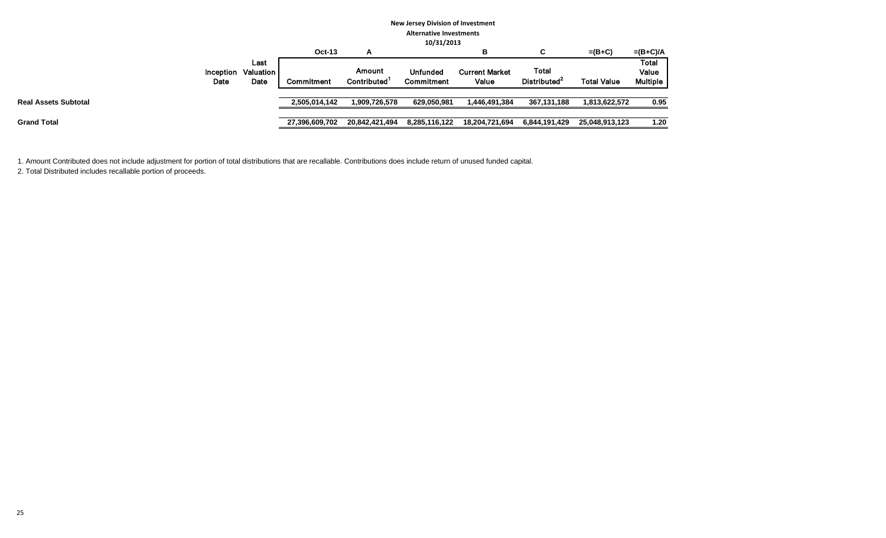**New Jersey Division of Investment**
**Alternative Investments**
**10/31/2013**

| | Inception Date | Last Valuation Date | Oct-13 Commitment | A Amount Contributed[1] | Unfunded Commitment | B Current Market Value | C Total Distributed[2] | =(B+C) Total Value | =(B+C)/A Total Value Multiple |
|---|---|---|---|---|---|---|---|---|---|
| **Real Assets Subtotal** | | | **2,505,014,142** | **1,909,726,578** | **629,050,981** | **1,446,491,384** | **367,131,188** | **1,813,622,572** | **0.95** |
| **Grand Total** | | | **27,396,609,702** | **20,842,421,494** | **8,285,116,122** | **18,204,721,694** | **6,844,191,429** | **25,048,913,123** | **1.20** |

1. Amount Contributed does not include adjustment for portion of total distributions that are recallable. Contributions does include return of unused funded capital.
2. Total Distributed includes recallable portion of proceeds.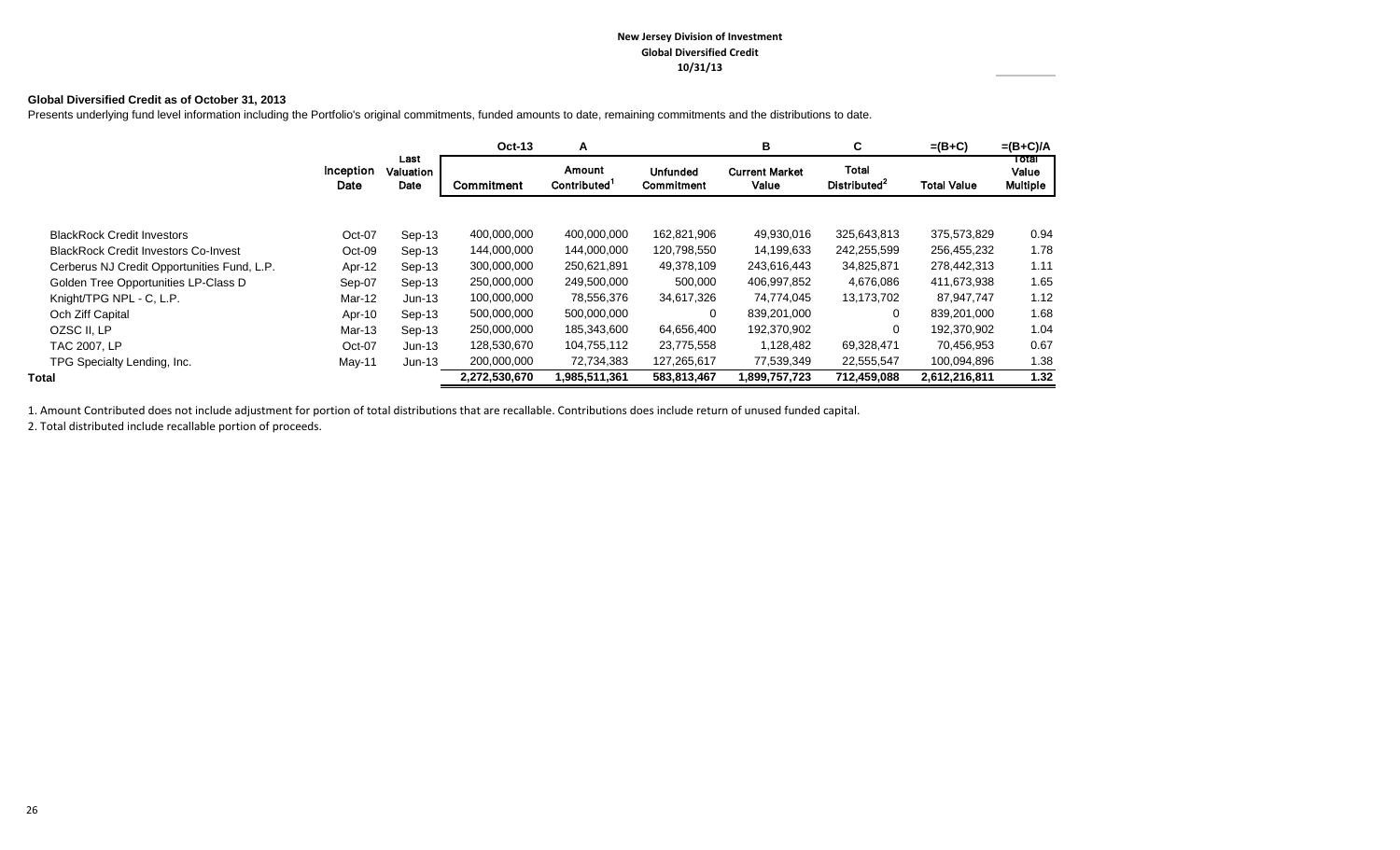**New Jersey Division of Investment**
**Global Diversified Credit**
**10/31/13**

**Global Diversified Credit as of October 31, 2013**

Presents underlying fund level information including the Portfolio's original commitments, funded amounts to date, remaining commitments and the distributions to date.

| | | | Oct-13 | A | | B | C | =(B+C) | =(B+C)/A |
|---|---|---|---|---|---|---|---|---|---|
| | Inception Date | Last Valuation Date | Commitment | Amount Contributed[1] | Unfunded Commitment | Current Market Value | Total Distributed[2] | Total Value | Total Value Multiple |
| BlackRock Credit Investors | Oct-07 | Sep-13 | 400,000,000 | 400,000,000 | 162,821,906 | 49,930,016 | 325,643,813 | 375,573,829 | 0.94 |
| BlackRock Credit Investors Co-Invest | Oct-09 | Sep-13 | 144,000,000 | 144,000,000 | 120,798,550 | 14,199,633 | 242,255,599 | 256,455,232 | 1.78 |
| Cerberus NJ Credit Opportunities Fund, L.P. | Apr-12 | Sep-13 | 300,000,000 | 250,621,891 | 49,378,109 | 243,616,443 | 34,825,871 | 278,442,313 | 1.11 |
| Golden Tree Opportunities LP-Class D | Sep-07 | Sep-13 | 250,000,000 | 249,500,000 | 500,000 | 406,997,852 | 4,676,086 | 411,673,938 | 1.65 |
| Knight/TPG NPL - C, L.P. | Mar-12 | Jun-13 | 100,000,000 | 78,556,376 | 34,617,326 | 74,774,045 | 13,173,702 | 87,947,747 | 1.12 |
| Och Ziff Capital | Apr-10 | Sep-13 | 500,000,000 | 500,000,000 | 0 | 839,201,000 | 0 | 839,201,000 | 1.68 |
| OZSC II, LP | Mar-13 | Sep-13 | 250,000,000 | 185,343,600 | 64,656,400 | 192,370,902 | 0 | 192,370,902 | 1.04 |
| TAC 2007, LP | Oct-07 | Jun-13 | 128,530,670 | 104,755,112 | 23,775,558 | 1,128,482 | 69,328,471 | 70,456,953 | 0.67 |
| TPG Specialty Lending, Inc. | May-11 | Jun-13 | 200,000,000 | 72,734,383 | 127,265,617 | 77,539,349 | 22,555,547 | 100,094,896 | 1.38 |
| **Total** | | | **2,272,530,670** | **1,985,511,361** | **583,813,467** | **1,899,757,723** | **712,459,088** | **2,612,216,811** | **1.32** |

1. Amount Contributed does not include adjustment for portion of total distributions that are recallable. Contributions does include return of unused funded capital.

2. Total distributed include recallable portion of proceeds.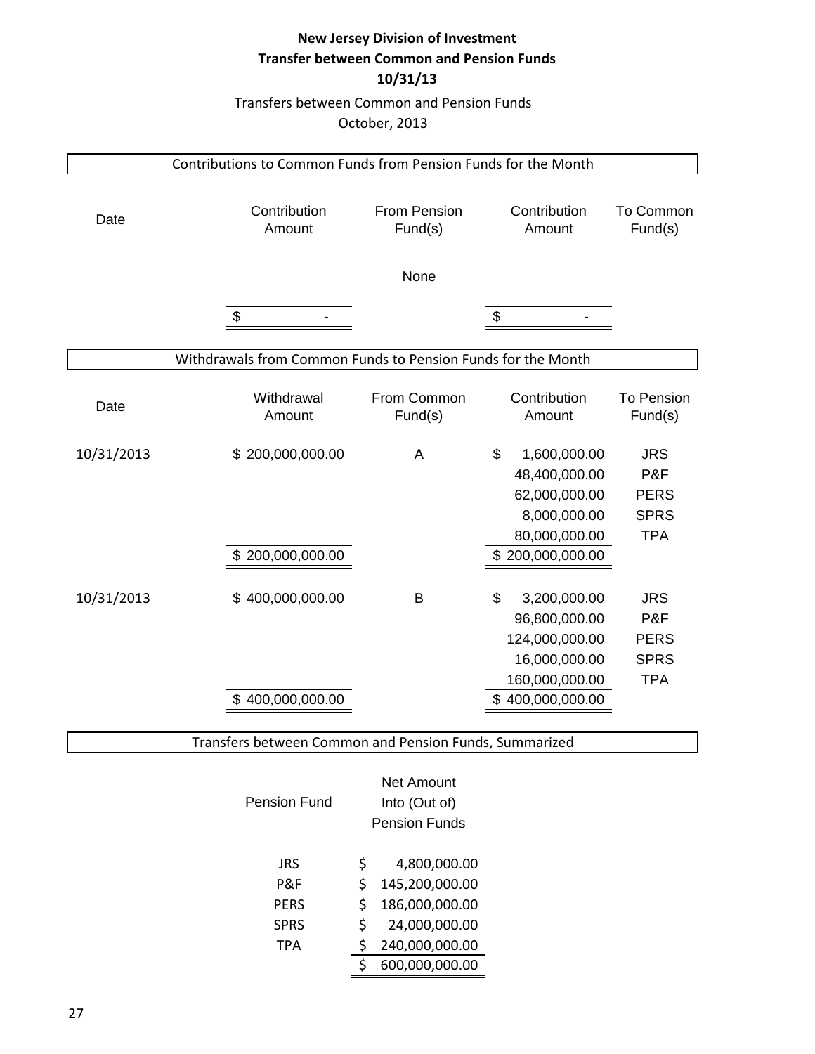# New Jersey Division of Investment
## Transfer between Common and Pension Funds
## 10/31/13

Transfers between Common and Pension Funds
October, 2013

### Contributions to Common Funds from Pension Funds for the Month

| Date | Contribution Amount | From Pension Fund(s) | Contribution Amount | To Common Fund(s) |
|---|---|---|---|---|
| | | None | | |
| | $ - | | $ - | |

### Withdrawals from Common Funds to Pension Funds for the Month

| Date | Withdrawal Amount | From Common Fund(s) | Contribution Amount | To Pension Fund(s) |
|---|---|---|---|---|
| 10/31/2013 | $ 200,000,000.00 | A | $ 1,600,000.00 | JRS |
| | | | 48,400,000.00 | P&F |
| | | | 62,000,000.00 | PERS |
| | | | 8,000,000.00 | SPRS |
| | | | 80,000,000.00 | TPA |
| | $ 200,000,000.00 | | $ 200,000,000.00 | |
| 10/31/2013 | $ 400,000,000.00 | B | $ 3,200,000.00 | JRS |
| | | | 96,800,000.00 | P&F |
| | | | 124,000,000.00 | PERS |
| | | | 16,000,000.00 | SPRS |
| | | | 160,000,000.00 | TPA |
| | $ 400,000,000.00 | | $ 400,000,000.00 | |

### Transfers between Common and Pension Funds, Summarized

| Pension Fund | Net Amount Into (Out of) Pension Funds |
|---|---|
| JRS | $ 4,800,000.00 |
| P&F | $ 145,200,000.00 |
| PERS | $ 186,000,000.00 |
| SPRS | $ 24,000,000.00 |
| TPA | $ 240,000,000.00 |
| | $ 600,000,000.00 |